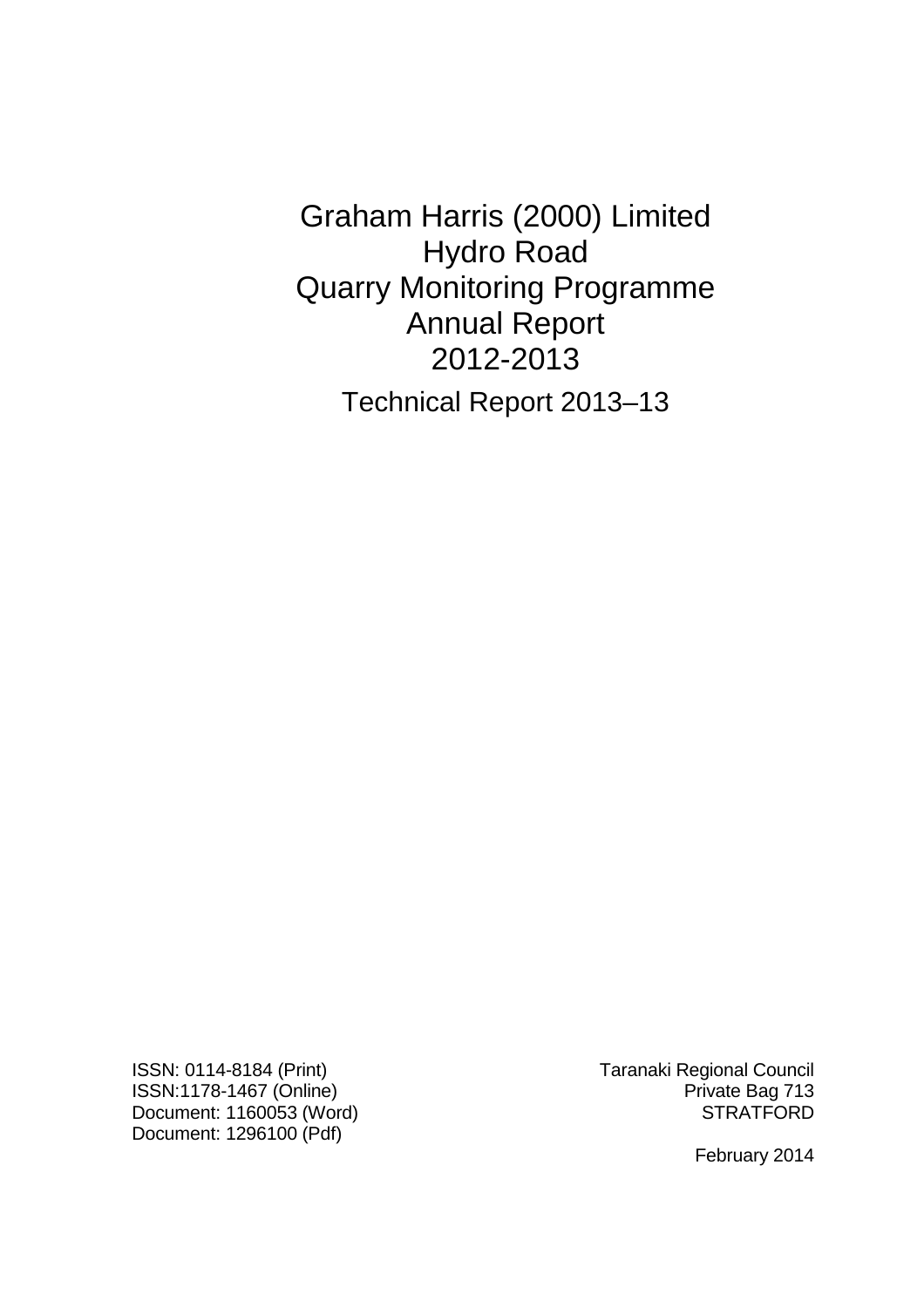# Graham Harris (2000) Limited
# Hydro Road
# Quarry Monitoring Programme
# Annual Report
# 2012-2013

## Technical Report 2013–13

ISSN: 0114-8184 (Print)
ISSN:1178-1467 (Online)
Document: 1160053 (Word)
Document: 1296100 (Pdf)

Taranaki Regional Council
Private Bag 713
STRATFORD

February 2014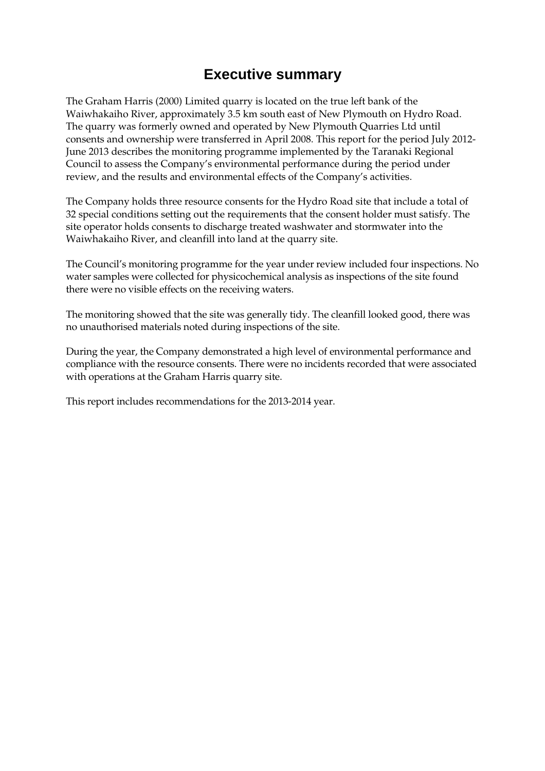# Executive summary

The Graham Harris (2000) Limited quarry is located on the true left bank of the Waiwhakaiho River, approximately 3.5 km south east of New Plymouth on Hydro Road. The quarry was formerly owned and operated by New Plymouth Quarries Ltd until consents and ownership were transferred in April 2008. This report for the period July 2012-June 2013 describes the monitoring programme implemented by the Taranaki Regional Council to assess the Company's environmental performance during the period under review, and the results and environmental effects of the Company's activities.

The Company holds three resource consents for the Hydro Road site that include a total of 32 special conditions setting out the requirements that the consent holder must satisfy. The site operator holds consents to discharge treated washwater and stormwater into the Waiwhakaiho River, and cleanfill into land at the quarry site.

The Council's monitoring programme for the year under review included four inspections. No water samples were collected for physicochemical analysis as inspections of the site found there were no visible effects on the receiving waters.

The monitoring showed that the site was generally tidy. The cleanfill looked good, there was no unauthorised materials noted during inspections of the site.

During the year, the Company demonstrated a high level of environmental performance and compliance with the resource consents. There were no incidents recorded that were associated with operations at the Graham Harris quarry site.

This report includes recommendations for the 2013-2014 year.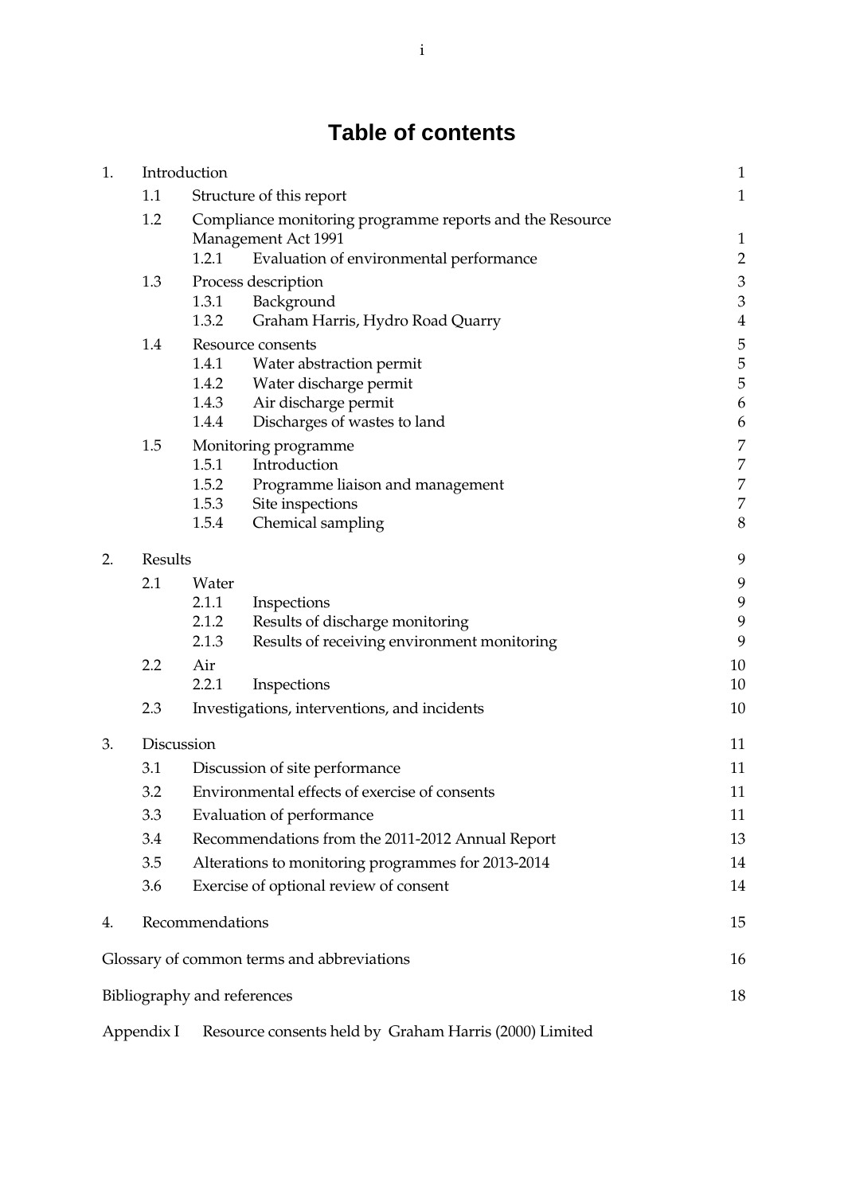# Table of contents

| | | | |
|---|---|---|---|
| 1. | Introduction | | 1 |
| | 1.1 | Structure of this report | 1 |
| | 1.2 | Compliance monitoring programme reports and the Resource Management Act 1991 | 1 |
| | | 1.2.1 Evaluation of environmental performance | 2 |
| | 1.3 | Process description | 3 |
| | | 1.3.1 Background | 3 |
| | | 1.3.2 Graham Harris, Hydro Road Quarry | 4 |
| | 1.4 | Resource consents | 5 |
| | | 1.4.1 Water abstraction permit | 5 |
| | | 1.4.2 Water discharge permit | 5 |
| | | 1.4.3 Air discharge permit | 6 |
| | | 1.4.4 Discharges of wastes to land | 6 |
| | 1.5 | Monitoring programme | 7 |
| | | 1.5.1 Introduction | 7 |
| | | 1.5.2 Programme liaison and management | 7 |
| | | 1.5.3 Site inspections | 7 |
| | | 1.5.4 Chemical sampling | 8 |
| 2. | Results | | 9 |
| | 2.1 | Water | 9 |
| | | 2.1.1 Inspections | 9 |
| | | 2.1.2 Results of discharge monitoring | 9 |
| | | 2.1.3 Results of receiving environment monitoring | 9 |
| | 2.2 | Air | 10 |
| | | 2.2.1 Inspections | 10 |
| | 2.3 | Investigations, interventions, and incidents | 10 |
| 3. | Discussion | | 11 |
| | 3.1 | Discussion of site performance | 11 |
| | 3.2 | Environmental effects of exercise of consents | 11 |
| | 3.3 | Evaluation of performance | 11 |
| | 3.4 | Recommendations from the 2011-2012 Annual Report | 13 |
| | 3.5 | Alterations to monitoring programmes for 2013-2014 | 14 |
| | 3.6 | Exercise of optional review of consent | 14 |
| 4. | Recommendations | | 15 |
| Glossary of common terms and abbreviations | | | 16 |
| Bibliography and references | | | 18 |
| Appendix I | Resource consents held by Graham Harris (2000) Limited | | |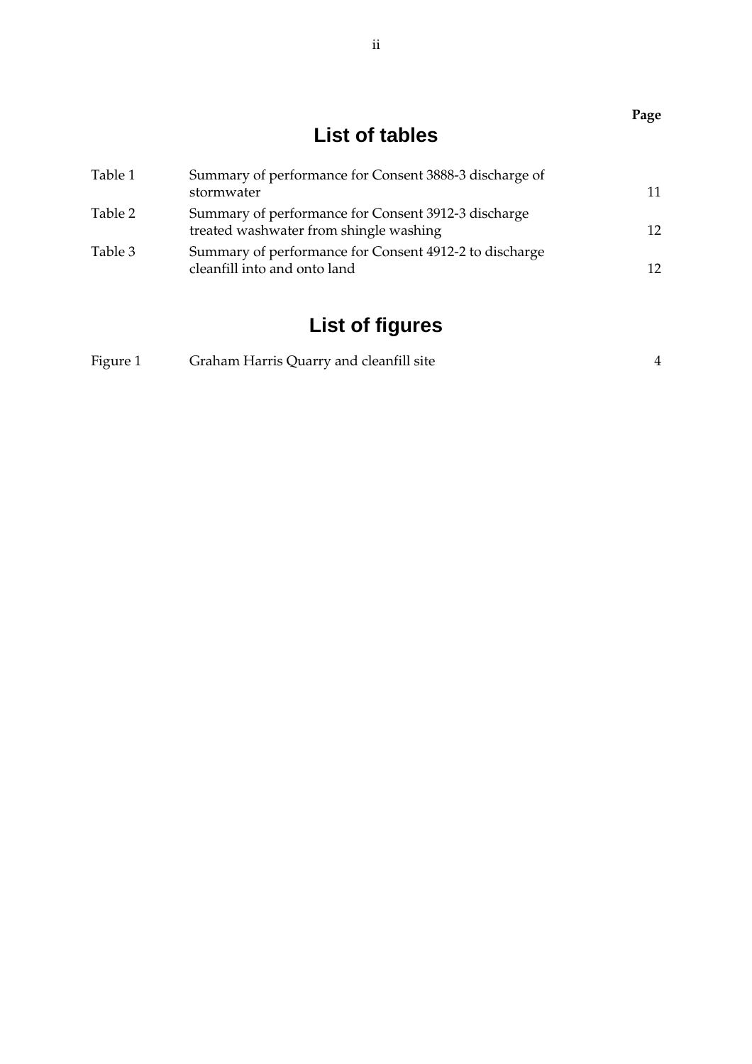# List of tables

| | | Page |
|---|---|---|
| Table 1 | Summary of performance for Consent 3888-3 discharge of stormwater | 11 |
| Table 2 | Summary of performance for Consent 3912-3 discharge treated washwater from shingle washing | 12 |
| Table 3 | Summary of performance for Consent 4912-2 to discharge cleanfill into and onto land | 12 |

# List of figures

| | | |
|---|---|---|
| Figure 1 | Graham Harris Quarry and cleanfill site | 4 |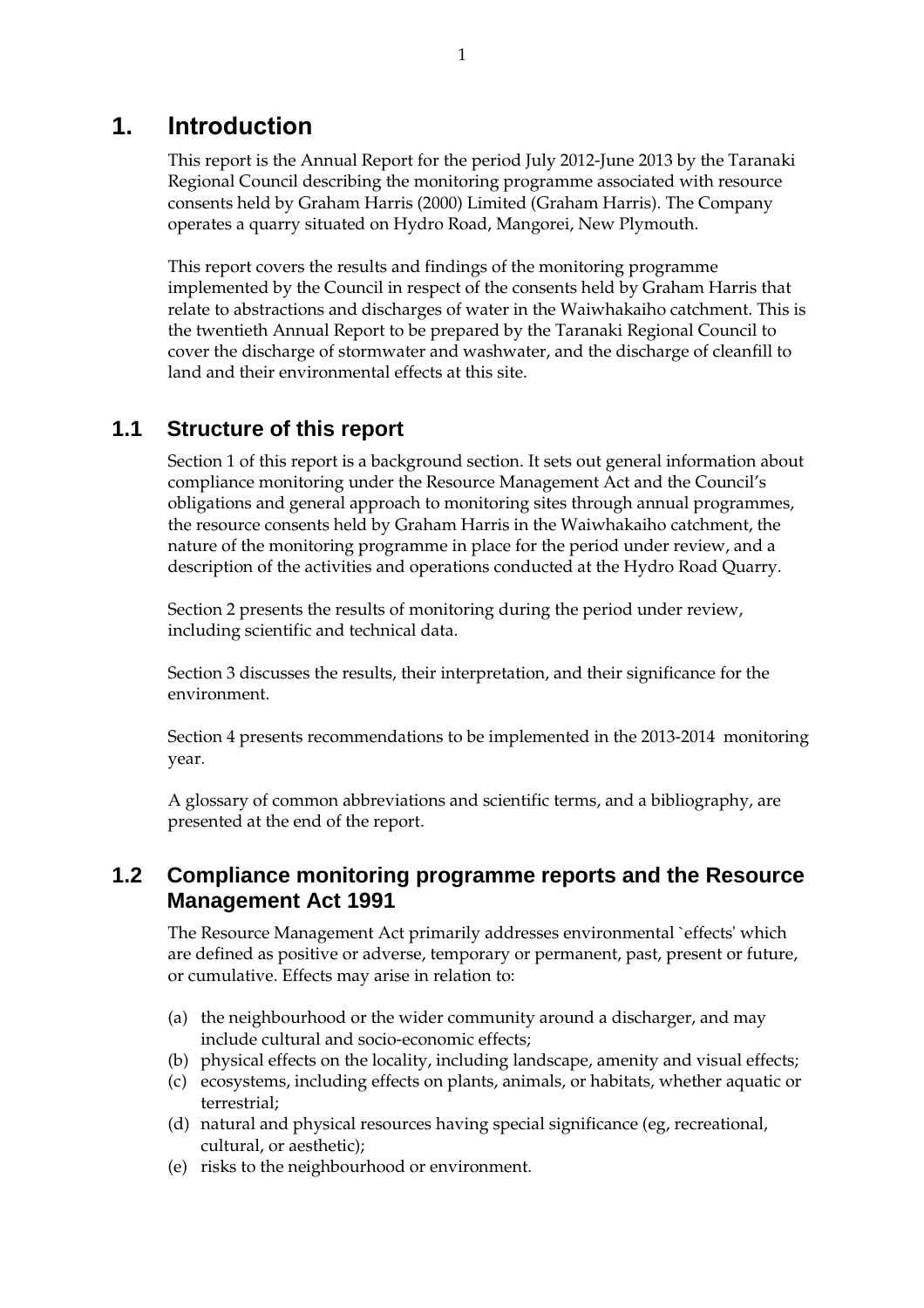# 1. Introduction

This report is the Annual Report for the period July 2012-June 2013 by the Taranaki Regional Council describing the monitoring programme associated with resource consents held by Graham Harris (2000) Limited (Graham Harris). The Company operates a quarry situated on Hydro Road, Mangorei, New Plymouth.

This report covers the results and findings of the monitoring programme implemented by the Council in respect of the consents held by Graham Harris that relate to abstractions and discharges of water in the Waiwhakaiho catchment. This is the twentieth Annual Report to be prepared by the Taranaki Regional Council to cover the discharge of stormwater and washwater, and the discharge of cleanfill to land and their environmental effects at this site.

## 1.1 Structure of this report

Section 1 of this report is a background section. It sets out general information about compliance monitoring under the Resource Management Act and the Council's obligations and general approach to monitoring sites through annual programmes, the resource consents held by Graham Harris in the Waiwhakaiho catchment, the nature of the monitoring programme in place for the period under review, and a description of the activities and operations conducted at the Hydro Road Quarry.

Section 2 presents the results of monitoring during the period under review, including scientific and technical data.

Section 3 discusses the results, their interpretation, and their significance for the environment.

Section 4 presents recommendations to be implemented in the 2013-2014 monitoring year.

A glossary of common abbreviations and scientific terms, and a bibliography, are presented at the end of the report.

## 1.2 Compliance monitoring programme reports and the Resource Management Act 1991

The Resource Management Act primarily addresses environmental `effects' which are defined as positive or adverse, temporary or permanent, past, present or future, or cumulative. Effects may arise in relation to:

(a) the neighbourhood or the wider community around a discharger, and may include cultural and socio-economic effects;
(b) physical effects on the locality, including landscape, amenity and visual effects;
(c) ecosystems, including effects on plants, animals, or habitats, whether aquatic or terrestrial;
(d) natural and physical resources having special significance (eg, recreational, cultural, or aesthetic);
(e) risks to the neighbourhood or environment.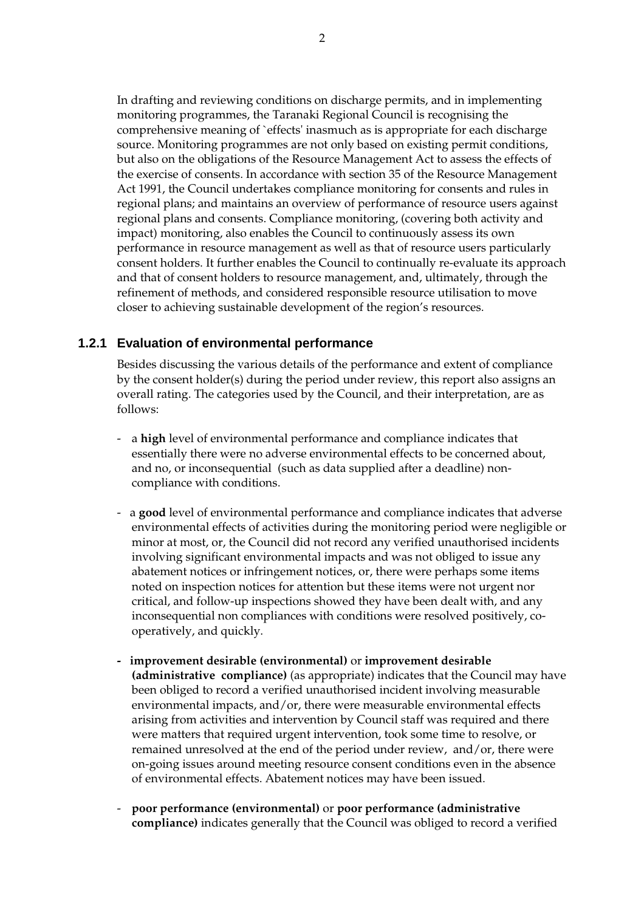In drafting and reviewing conditions on discharge permits, and in implementing monitoring programmes, the Taranaki Regional Council is recognising the comprehensive meaning of `effects' inasmuch as is appropriate for each discharge source. Monitoring programmes are not only based on existing permit conditions, but also on the obligations of the Resource Management Act to assess the effects of the exercise of consents. In accordance with section 35 of the Resource Management Act 1991, the Council undertakes compliance monitoring for consents and rules in regional plans; and maintains an overview of performance of resource users against regional plans and consents. Compliance monitoring, (covering both activity and impact) monitoring, also enables the Council to continuously assess its own performance in resource management as well as that of resource users particularly consent holders. It further enables the Council to continually re-evaluate its approach and that of consent holders to resource management, and, ultimately, through the refinement of methods, and considered responsible resource utilisation to move closer to achieving sustainable development of the region's resources.

### 1.2.1 Evaluation of environmental performance

Besides discussing the various details of the performance and extent of compliance by the consent holder(s) during the period under review, this report also assigns an overall rating. The categories used by the Council, and their interpretation, are as follows:

- a **high** level of environmental performance and compliance indicates that essentially there were no adverse environmental effects to be concerned about, and no, or inconsequential (such as data supplied after a deadline) non-compliance with conditions.

- a **good** level of environmental performance and compliance indicates that adverse environmental effects of activities during the monitoring period were negligible or minor at most, or, the Council did not record any verified unauthorised incidents involving significant environmental impacts and was not obliged to issue any abatement notices or infringement notices, or, there were perhaps some items noted on inspection notices for attention but these items were not urgent nor critical, and follow-up inspections showed they have been dealt with, and any inconsequential non compliances with conditions were resolved positively, co-operatively, and quickly.

- **improvement desirable (environmental)** or **improvement desirable (administrative compliance)** (as appropriate) indicates that the Council may have been obliged to record a verified unauthorised incident involving measurable environmental impacts, and/or, there were measurable environmental effects arising from activities and intervention by Council staff was required and there were matters that required urgent intervention, took some time to resolve, or remained unresolved at the end of the period under review, and/or, there were on-going issues around meeting resource consent conditions even in the absence of environmental effects. Abatement notices may have been issued.

- **poor performance (environmental)** or **poor performance (administrative compliance)** indicates generally that the Council was obliged to record a verified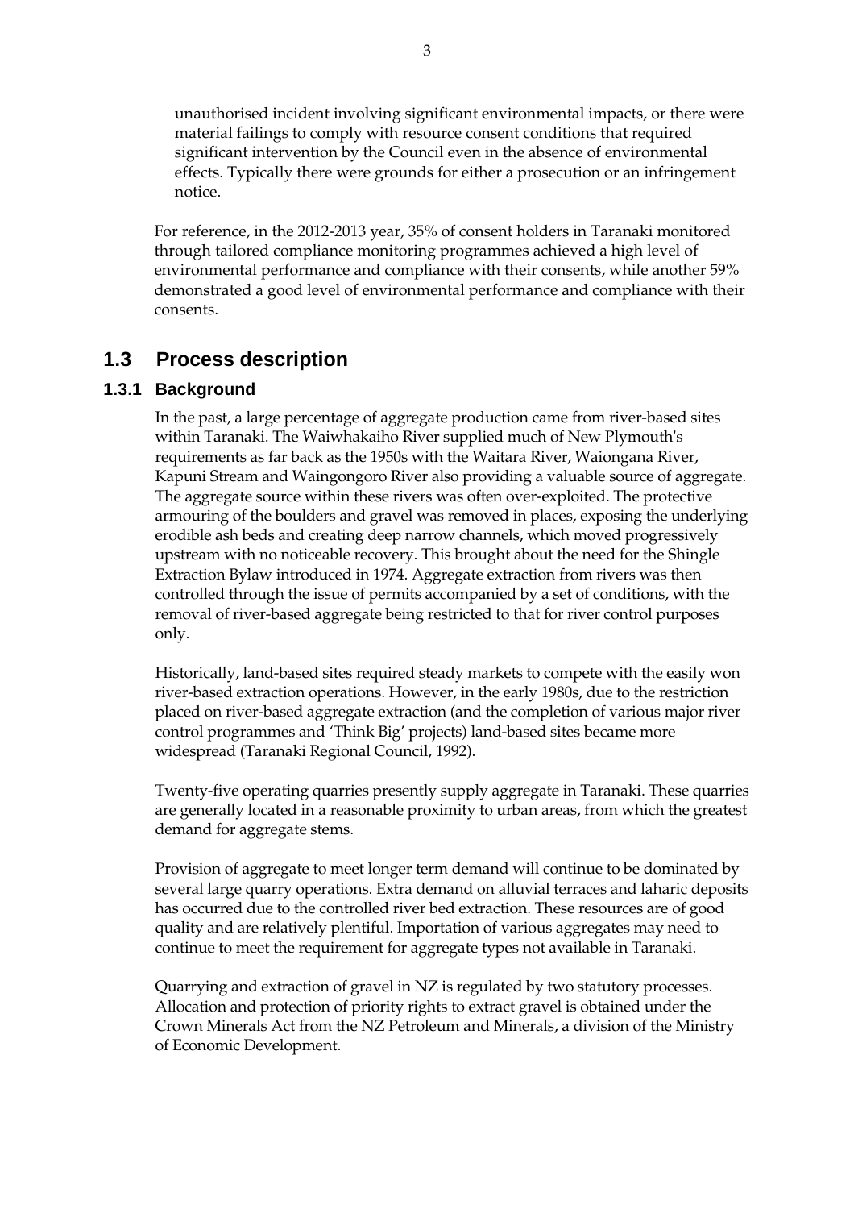unauthorised incident involving significant environmental impacts, or there were material failings to comply with resource consent conditions that required significant intervention by the Council even in the absence of environmental effects. Typically there were grounds for either a prosecution or an infringement notice.

For reference, in the 2012-2013 year, 35% of consent holders in Taranaki monitored through tailored compliance monitoring programmes achieved a high level of environmental performance and compliance with their consents, while another 59% demonstrated a good level of environmental performance and compliance with their consents.

## 1.3 Process description

### 1.3.1 Background

In the past, a large percentage of aggregate production came from river-based sites within Taranaki. The Waiwhakaiho River supplied much of New Plymouth's requirements as far back as the 1950s with the Waitara River, Waiongana River, Kapuni Stream and Waingongoro River also providing a valuable source of aggregate. The aggregate source within these rivers was often over-exploited. The protective armouring of the boulders and gravel was removed in places, exposing the underlying erodible ash beds and creating deep narrow channels, which moved progressively upstream with no noticeable recovery. This brought about the need for the Shingle Extraction Bylaw introduced in 1974. Aggregate extraction from rivers was then controlled through the issue of permits accompanied by a set of conditions, with the removal of river-based aggregate being restricted to that for river control purposes only.

Historically, land-based sites required steady markets to compete with the easily won river-based extraction operations. However, in the early 1980s, due to the restriction placed on river-based aggregate extraction (and the completion of various major river control programmes and 'Think Big' projects) land-based sites became more widespread (Taranaki Regional Council, 1992).

Twenty-five operating quarries presently supply aggregate in Taranaki. These quarries are generally located in a reasonable proximity to urban areas, from which the greatest demand for aggregate stems.

Provision of aggregate to meet longer term demand will continue to be dominated by several large quarry operations. Extra demand on alluvial terraces and laharic deposits has occurred due to the controlled river bed extraction. These resources are of good quality and are relatively plentiful. Importation of various aggregates may need to continue to meet the requirement for aggregate types not available in Taranaki.

Quarrying and extraction of gravel in NZ is regulated by two statutory processes. Allocation and protection of priority rights to extract gravel is obtained under the Crown Minerals Act from the NZ Petroleum and Minerals, a division of the Ministry of Economic Development.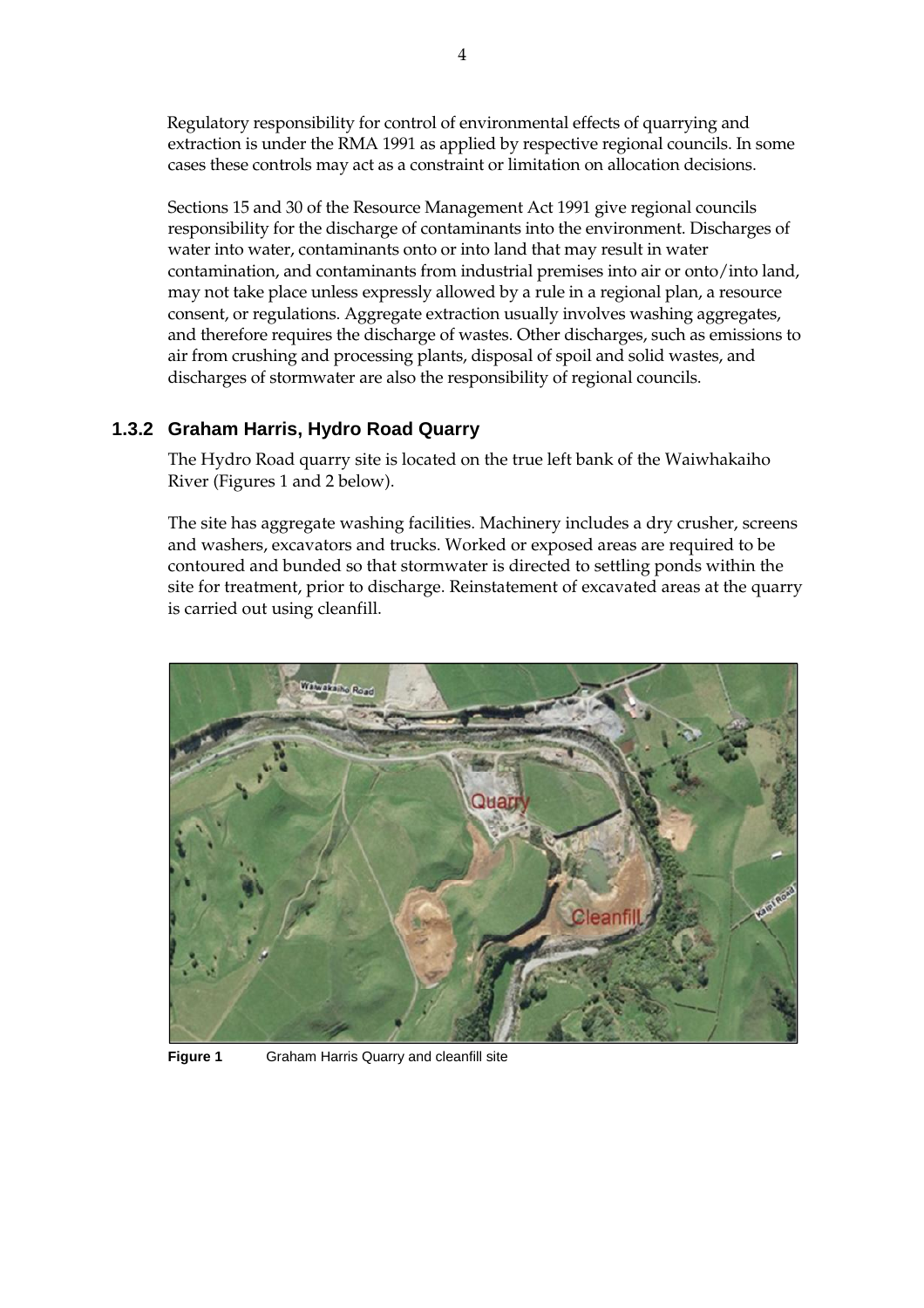Regulatory responsibility for control of environmental effects of quarrying and extraction is under the RMA 1991 as applied by respective regional councils. In some cases these controls may act as a constraint or limitation on allocation decisions.

Sections 15 and 30 of the Resource Management Act 1991 give regional councils responsibility for the discharge of contaminants into the environment. Discharges of water into water, contaminants onto or into land that may result in water contamination, and contaminants from industrial premises into air or onto/into land, may not take place unless expressly allowed by a rule in a regional plan, a resource consent, or regulations. Aggregate extraction usually involves washing aggregates, and therefore requires the discharge of wastes. Other discharges, such as emissions to air from crushing and processing plants, disposal of spoil and solid wastes, and discharges of stormwater are also the responsibility of regional councils.

### 1.3.2 Graham Harris, Hydro Road Quarry

The Hydro Road quarry site is located on the true left bank of the Waiwhakaiho River (Figures 1 and 2 below).

The site has aggregate washing facilities. Machinery includes a dry crusher, screens and washers, excavators and trucks. Worked or exposed areas are required to be contoured and bunded so that stormwater is directed to settling ponds within the site for treatment, prior to discharge. Reinstatement of excavated areas at the quarry is carried out using cleanfill.

**Figure 1** Graham Harris Quarry and cleanfill site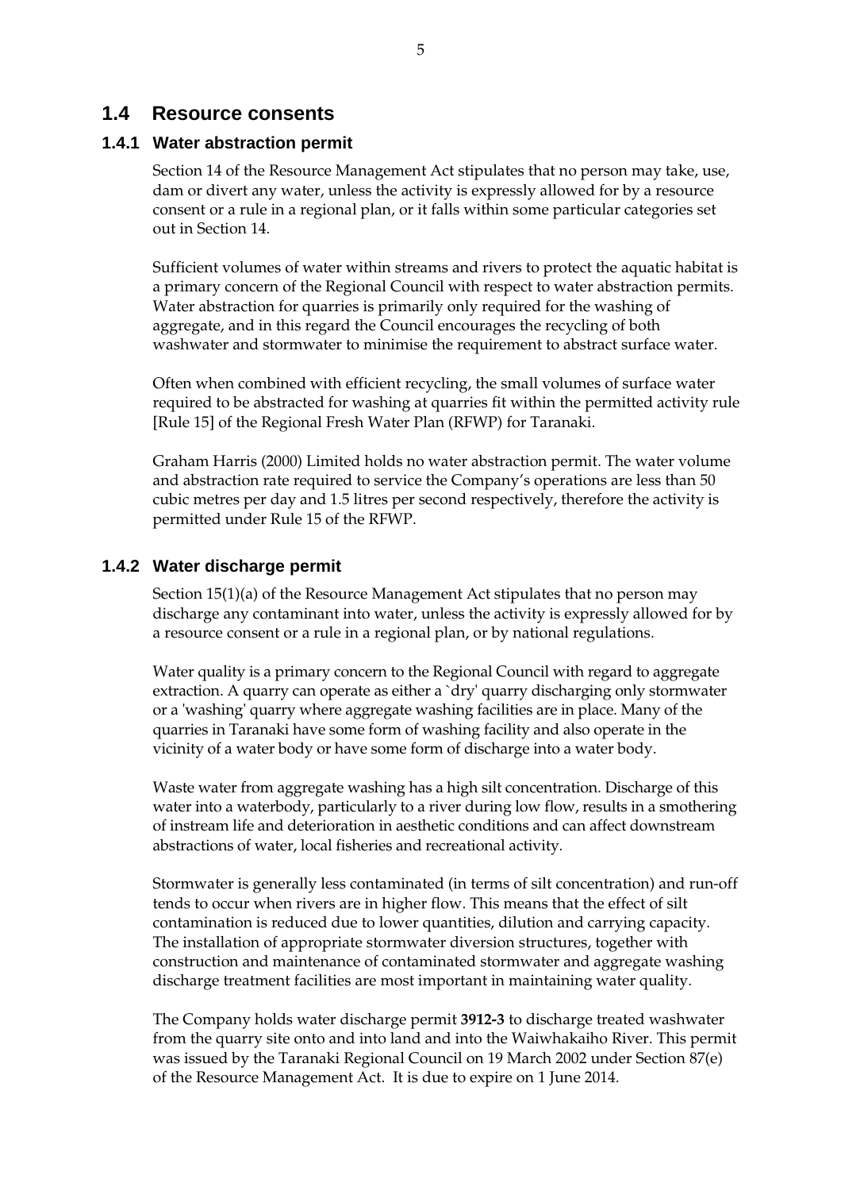## 1.4 Resource consents

### 1.4.1 Water abstraction permit

Section 14 of the Resource Management Act stipulates that no person may take, use, dam or divert any water, unless the activity is expressly allowed for by a resource consent or a rule in a regional plan, or it falls within some particular categories set out in Section 14.

Sufficient volumes of water within streams and rivers to protect the aquatic habitat is a primary concern of the Regional Council with respect to water abstraction permits. Water abstraction for quarries is primarily only required for the washing of aggregate, and in this regard the Council encourages the recycling of both washwater and stormwater to minimise the requirement to abstract surface water.

Often when combined with efficient recycling, the small volumes of surface water required to be abstracted for washing at quarries fit within the permitted activity rule [Rule 15] of the Regional Fresh Water Plan (RFWP) for Taranaki.

Graham Harris (2000) Limited holds no water abstraction permit. The water volume and abstraction rate required to service the Company's operations are less than 50 cubic metres per day and 1.5 litres per second respectively, therefore the activity is permitted under Rule 15 of the RFWP.

### 1.4.2 Water discharge permit

Section 15(1)(a) of the Resource Management Act stipulates that no person may discharge any contaminant into water, unless the activity is expressly allowed for by a resource consent or a rule in a regional plan, or by national regulations.

Water quality is a primary concern to the Regional Council with regard to aggregate extraction. A quarry can operate as either a `dry' quarry discharging only stormwater or a 'washing' quarry where aggregate washing facilities are in place. Many of the quarries in Taranaki have some form of washing facility and also operate in the vicinity of a water body or have some form of discharge into a water body.

Waste water from aggregate washing has a high silt concentration. Discharge of this water into a waterbody, particularly to a river during low flow, results in a smothering of instream life and deterioration in aesthetic conditions and can affect downstream abstractions of water, local fisheries and recreational activity.

Stormwater is generally less contaminated (in terms of silt concentration) and run-off tends to occur when rivers are in higher flow. This means that the effect of silt contamination is reduced due to lower quantities, dilution and carrying capacity. The installation of appropriate stormwater diversion structures, together with construction and maintenance of contaminated stormwater and aggregate washing discharge treatment facilities are most important in maintaining water quality.

The Company holds water discharge permit **3912-3** to discharge treated washwater from the quarry site onto and into land and into the Waiwhakaiho River. This permit was issued by the Taranaki Regional Council on 19 March 2002 under Section 87(e) of the Resource Management Act. It is due to expire on 1 June 2014.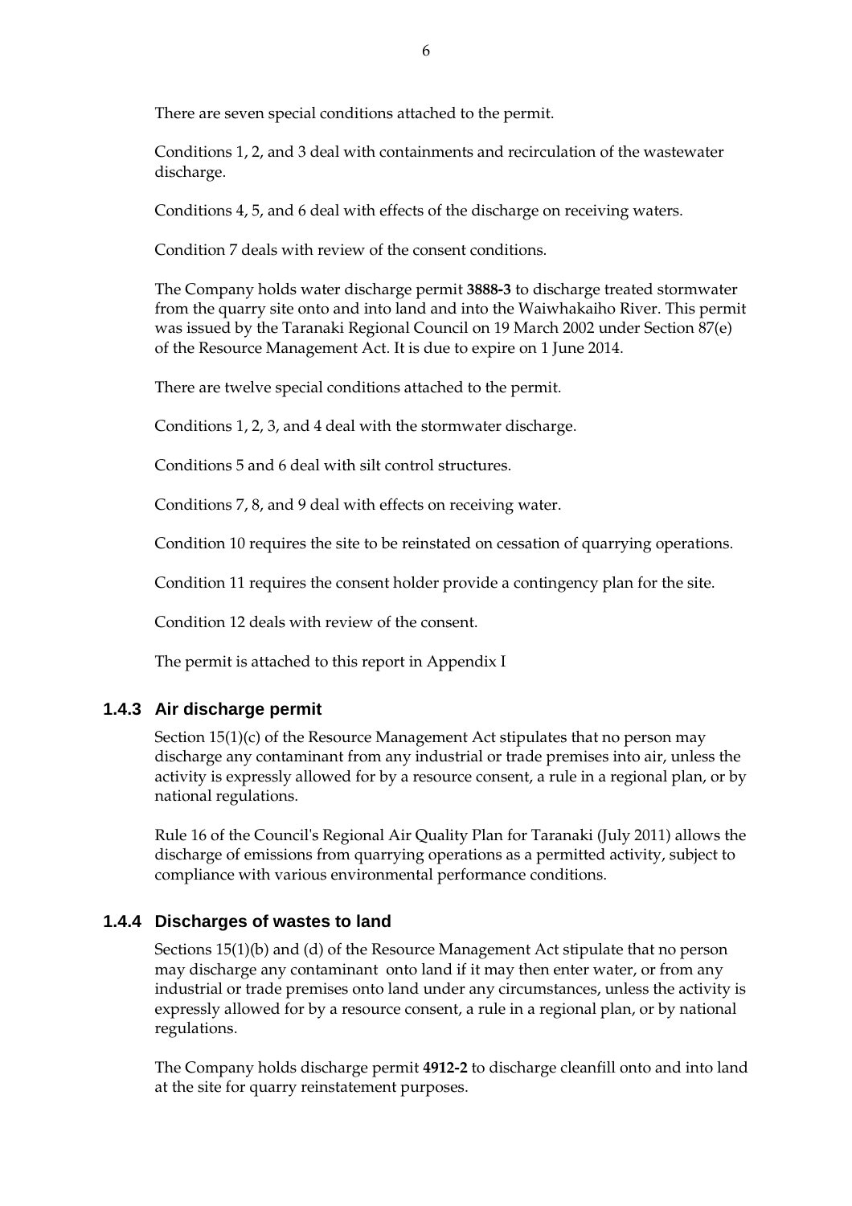There are seven special conditions attached to the permit.

Conditions 1, 2, and 3 deal with containments and recirculation of the wastewater discharge.

Conditions 4, 5, and 6 deal with effects of the discharge on receiving waters.

Condition 7 deals with review of the consent conditions.

The Company holds water discharge permit **3888-3** to discharge treated stormwater from the quarry site onto and into land and into the Waiwhakaiho River. This permit was issued by the Taranaki Regional Council on 19 March 2002 under Section 87(e) of the Resource Management Act. It is due to expire on 1 June 2014.

There are twelve special conditions attached to the permit.

Conditions 1, 2, 3, and 4 deal with the stormwater discharge.

Conditions 5 and 6 deal with silt control structures.

Conditions 7, 8, and 9 deal with effects on receiving water.

Condition 10 requires the site to be reinstated on cessation of quarrying operations.

Condition 11 requires the consent holder provide a contingency plan for the site.

Condition 12 deals with review of the consent.

The permit is attached to this report in Appendix I

### 1.4.3 Air discharge permit

Section 15(1)(c) of the Resource Management Act stipulates that no person may discharge any contaminant from any industrial or trade premises into air, unless the activity is expressly allowed for by a resource consent, a rule in a regional plan, or by national regulations.

Rule 16 of the Council's Regional Air Quality Plan for Taranaki (July 2011) allows the discharge of emissions from quarrying operations as a permitted activity, subject to compliance with various environmental performance conditions.

### 1.4.4 Discharges of wastes to land

Sections 15(1)(b) and (d) of the Resource Management Act stipulate that no person may discharge any contaminant onto land if it may then enter water, or from any industrial or trade premises onto land under any circumstances, unless the activity is expressly allowed for by a resource consent, a rule in a regional plan, or by national regulations.

The Company holds discharge permit **4912-2** to discharge cleanfill onto and into land at the site for quarry reinstatement purposes.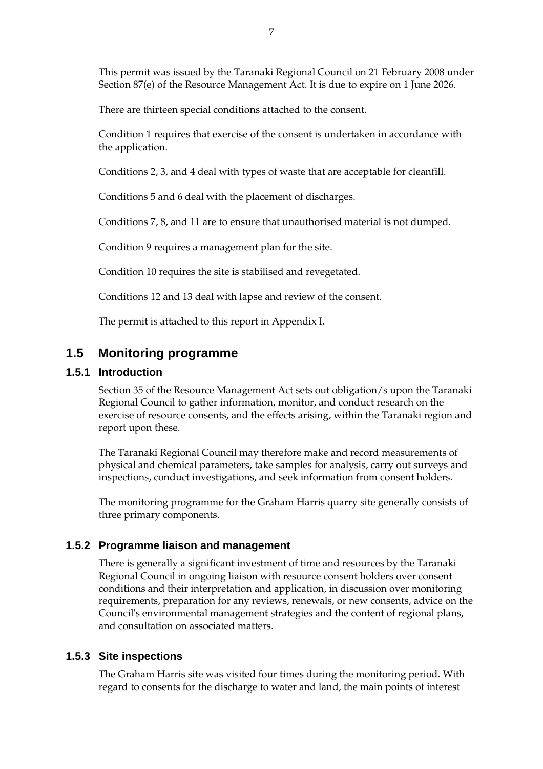This permit was issued by the Taranaki Regional Council on 21 February 2008 under Section 87(e) of the Resource Management Act. It is due to expire on 1 June 2026.

There are thirteen special conditions attached to the consent.

Condition 1 requires that exercise of the consent is undertaken in accordance with the application.

Conditions 2, 3, and 4 deal with types of waste that are acceptable for cleanfill.

Conditions 5 and 6 deal with the placement of discharges.

Conditions 7, 8, and 11 are to ensure that unauthorised material is not dumped.

Condition 9 requires a management plan for the site.

Condition 10 requires the site is stabilised and revegetated.

Conditions 12 and 13 deal with lapse and review of the consent.

The permit is attached to this report in Appendix I.

## 1.5 Monitoring programme

### 1.5.1 Introduction

Section 35 of the Resource Management Act sets out obligation/s upon the Taranaki Regional Council to gather information, monitor, and conduct research on the exercise of resource consents, and the effects arising, within the Taranaki region and report upon these.

The Taranaki Regional Council may therefore make and record measurements of physical and chemical parameters, take samples for analysis, carry out surveys and inspections, conduct investigations, and seek information from consent holders.

The monitoring programme for the Graham Harris quarry site generally consists of three primary components.

### 1.5.2 Programme liaison and management

There is generally a significant investment of time and resources by the Taranaki Regional Council in ongoing liaison with resource consent holders over consent conditions and their interpretation and application, in discussion over monitoring requirements, preparation for any reviews, renewals, or new consents, advice on the Council's environmental management strategies and the content of regional plans, and consultation on associated matters.

### 1.5.3 Site inspections

The Graham Harris site was visited four times during the monitoring period. With regard to consents for the discharge to water and land, the main points of interest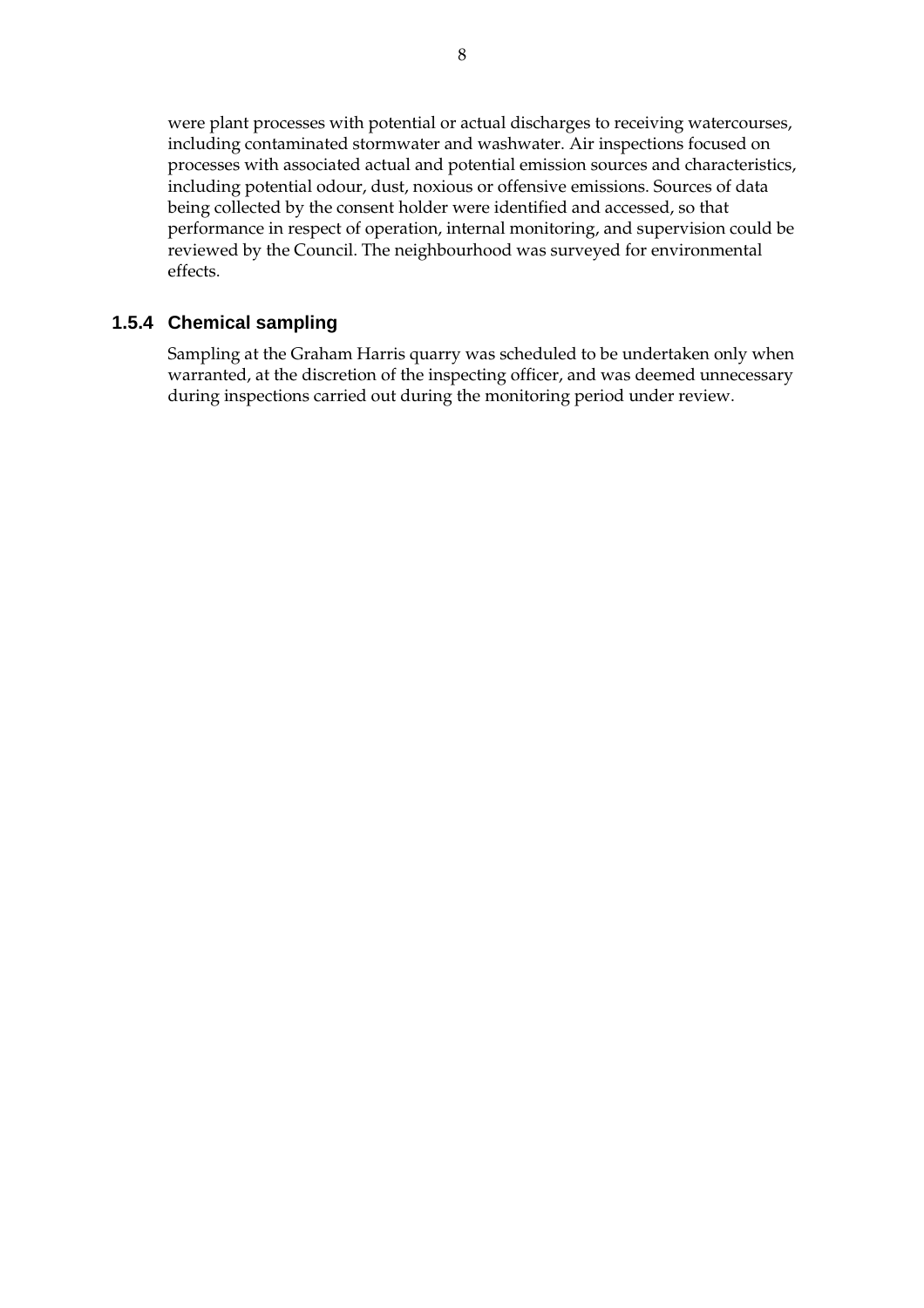were plant processes with potential or actual discharges to receiving watercourses, including contaminated stormwater and washwater. Air inspections focused on processes with associated actual and potential emission sources and characteristics, including potential odour, dust, noxious or offensive emissions. Sources of data being collected by the consent holder were identified and accessed, so that performance in respect of operation, internal monitoring, and supervision could be reviewed by the Council. The neighbourhood was surveyed for environmental effects.

### 1.5.4 Chemical sampling

Sampling at the Graham Harris quarry was scheduled to be undertaken only when warranted, at the discretion of the inspecting officer, and was deemed unnecessary during inspections carried out during the monitoring period under review.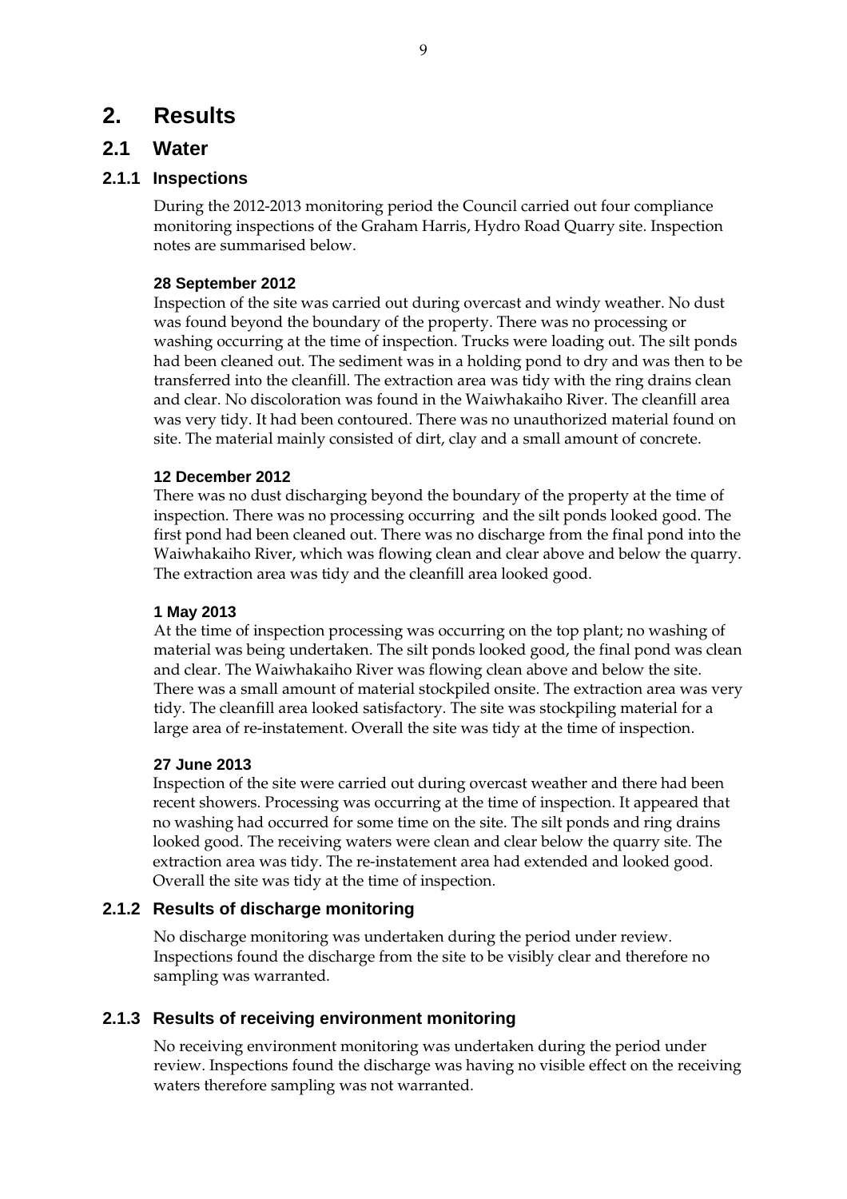# 2. Results

## 2.1 Water

### 2.1.1 Inspections

During the 2012-2013 monitoring period the Council carried out four compliance monitoring inspections of the Graham Harris, Hydro Road Quarry site. Inspection notes are summarised below.

**28 September 2012**

Inspection of the site was carried out during overcast and windy weather. No dust was found beyond the boundary of the property. There was no processing or washing occurring at the time of inspection. Trucks were loading out. The silt ponds had been cleaned out. The sediment was in a holding pond to dry and was then to be transferred into the cleanfill. The extraction area was tidy with the ring drains clean and clear. No discoloration was found in the Waiwhakaiho River. The cleanfill area was very tidy. It had been contoured. There was no unauthorized material found on site. The material mainly consisted of dirt, clay and a small amount of concrete.

**12 December 2012**

There was no dust discharging beyond the boundary of the property at the time of inspection. There was no processing occurring and the silt ponds looked good. The first pond had been cleaned out. There was no discharge from the final pond into the Waiwhakaiho River, which was flowing clean and clear above and below the quarry. The extraction area was tidy and the cleanfill area looked good.

**1 May 2013**

At the time of inspection processing was occurring on the top plant; no washing of material was being undertaken. The silt ponds looked good, the final pond was clean and clear. The Waiwhakaiho River was flowing clean above and below the site. There was a small amount of material stockpiled onsite. The extraction area was very tidy. The cleanfill area looked satisfactory. The site was stockpiling material for a large area of re-instatement. Overall the site was tidy at the time of inspection.

**27 June 2013**

Inspection of the site were carried out during overcast weather and there had been recent showers. Processing was occurring at the time of inspection. It appeared that no washing had occurred for some time on the site. The silt ponds and ring drains looked good. The receiving waters were clean and clear below the quarry site. The extraction area was tidy. The re-instatement area had extended and looked good. Overall the site was tidy at the time of inspection.

### 2.1.2 Results of discharge monitoring

No discharge monitoring was undertaken during the period under review. Inspections found the discharge from the site to be visibly clear and therefore no sampling was warranted.

### 2.1.3 Results of receiving environment monitoring

No receiving environment monitoring was undertaken during the period under review. Inspections found the discharge was having no visible effect on the receiving waters therefore sampling was not warranted.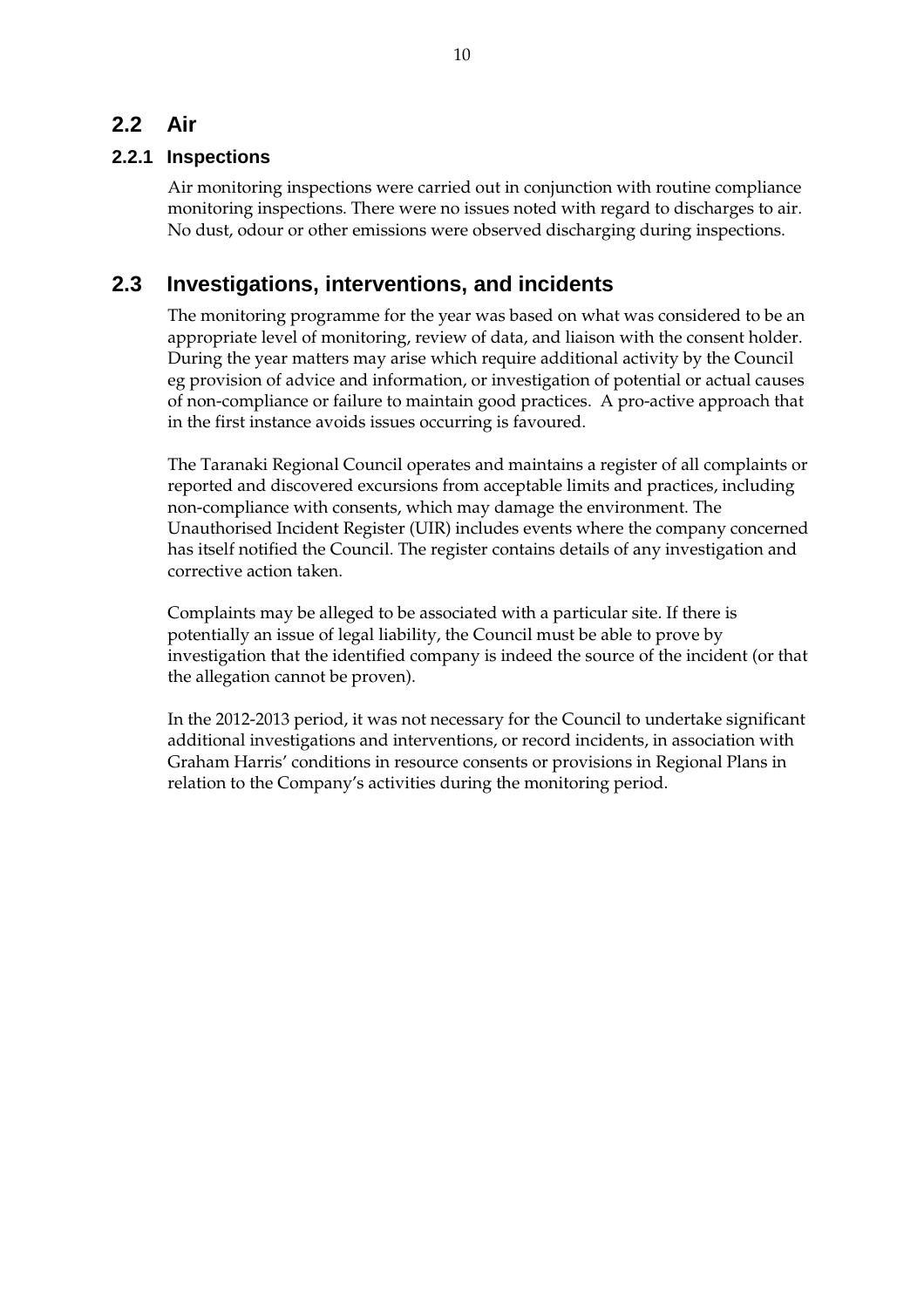## 2.2 Air

### 2.2.1 Inspections

Air monitoring inspections were carried out in conjunction with routine compliance monitoring inspections. There were no issues noted with regard to discharges to air. No dust, odour or other emissions were observed discharging during inspections.

## 2.3 Investigations, interventions, and incidents

The monitoring programme for the year was based on what was considered to be an appropriate level of monitoring, review of data, and liaison with the consent holder. During the year matters may arise which require additional activity by the Council eg provision of advice and information, or investigation of potential or actual causes of non-compliance or failure to maintain good practices. A pro-active approach that in the first instance avoids issues occurring is favoured.

The Taranaki Regional Council operates and maintains a register of all complaints or reported and discovered excursions from acceptable limits and practices, including non-compliance with consents, which may damage the environment. The Unauthorised Incident Register (UIR) includes events where the company concerned has itself notified the Council. The register contains details of any investigation and corrective action taken.

Complaints may be alleged to be associated with a particular site. If there is potentially an issue of legal liability, the Council must be able to prove by investigation that the identified company is indeed the source of the incident (or that the allegation cannot be proven).

In the 2012-2013 period, it was not necessary for the Council to undertake significant additional investigations and interventions, or record incidents, in association with Graham Harris' conditions in resource consents or provisions in Regional Plans in relation to the Company's activities during the monitoring period.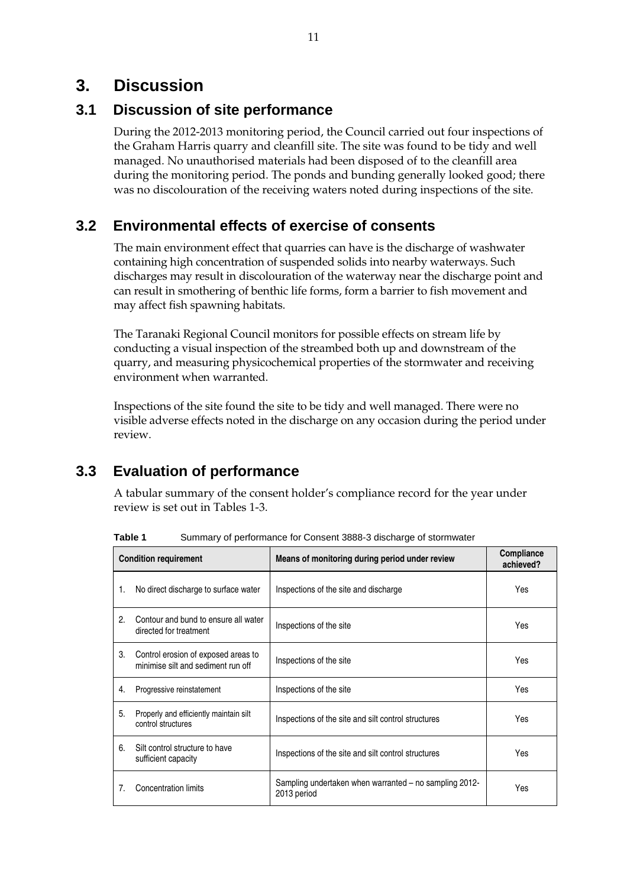# 3. Discussion

## 3.1 Discussion of site performance

During the 2012-2013 monitoring period, the Council carried out four inspections of the Graham Harris quarry and cleanfill site. The site was found to be tidy and well managed. No unauthorised materials had been disposed of to the cleanfill area during the monitoring period. The ponds and bunding generally looked good; there was no discolouration of the receiving waters noted during inspections of the site.

## 3.2 Environmental effects of exercise of consents

The main environment effect that quarries can have is the discharge of washwater containing high concentration of suspended solids into nearby waterways. Such discharges may result in discolouration of the waterway near the discharge point and can result in smothering of benthic life forms, form a barrier to fish movement and may affect fish spawning habitats.

The Taranaki Regional Council monitors for possible effects on stream life by conducting a visual inspection of the streambed both up and downstream of the quarry, and measuring physicochemical properties of the stormwater and receiving environment when warranted.

Inspections of the site found the site to be tidy and well managed. There were no visible adverse effects noted in the discharge on any occasion during the period under review.

## 3.3 Evaluation of performance

A tabular summary of the consent holder's compliance record for the year under review is set out in Tables 1-3.

**Table 1** Summary of performance for Consent 3888-3 discharge of stormwater

| Condition requirement | Means of monitoring during period under review | Compliance achieved? |
|---|---|---|
| 1. No direct discharge to surface water | Inspections of the site and discharge | Yes |
| 2. Contour and bund to ensure all water directed for treatment | Inspections of the site | Yes |
| 3. Control erosion of exposed areas to minimise silt and sediment run off | Inspections of the site | Yes |
| 4. Progressive reinstatement | Inspections of the site | Yes |
| 5. Properly and efficiently maintain silt control structures | Inspections of the site and silt control structures | Yes |
| 6. Silt control structure to have sufficient capacity | Inspections of the site and silt control structures | Yes |
| 7. Concentration limits | Sampling undertaken when warranted – no sampling 2012-2013 period | Yes |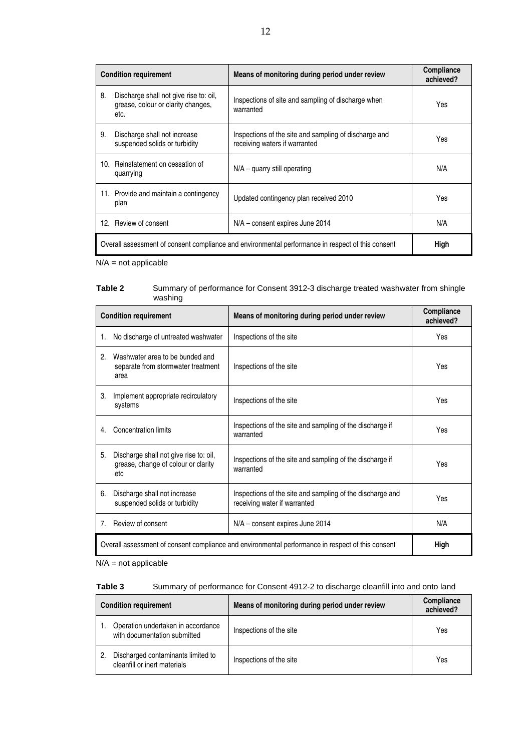| Condition requirement | Means of monitoring during period under review | Compliance achieved? |
|---|---|---|
| 8. Discharge shall not give rise to: oil, grease, colour or clarity changes, etc. | Inspections of site and sampling of discharge when warranted | Yes |
| 9. Discharge shall not increase suspended solids or turbidity | Inspections of the site and sampling of discharge and receiving waters if warranted | Yes |
| 10. Reinstatement on cessation of quarrying | N/A – quarry still operating | N/A |
| 11. Provide and maintain a contingency plan | Updated contingency plan received 2010 | Yes |
| 12. Review of consent | N/A – consent expires June 2014 | N/A |
| Overall assessment of consent compliance and environmental performance in respect of this consent | | **High** |

N/A = not applicable

**Table 2** Summary of performance for Consent 3912-3 discharge treated washwater from shingle washing

| Condition requirement | Means of monitoring during period under review | Compliance achieved? |
|---|---|---|
| 1. No discharge of untreated washwater | Inspections of the site | Yes |
| 2. Washwater area to be bunded and separate from stormwater treatment area | Inspections of the site | Yes |
| 3. Implement appropriate recirculatory systems | Inspections of the site | Yes |
| 4. Concentration limits | Inspections of the site and sampling of the discharge if warranted | Yes |
| 5. Discharge shall not give rise to: oil, grease, change of colour or clarity etc | Inspections of the site and sampling of the discharge if warranted | Yes |
| 6. Discharge shall not increase suspended solids or turbidity | Inspections of the site and sampling of the discharge and receiving water if warranted | Yes |
| 7. Review of consent | N/A – consent expires June 2014 | N/A |
| Overall assessment of consent compliance and environmental performance in respect of this consent | | **High** |

N/A = not applicable

**Table 3** Summary of performance for Consent 4912-2 to discharge cleanfill into and onto land

| Condition requirement | Means of monitoring during period under review | Compliance achieved? |
|---|---|---|
| 1. Operation undertaken in accordance with documentation submitted | Inspections of the site | Yes |
| 2. Discharged contaminants limited to cleanfill or inert materials | Inspections of the site | Yes |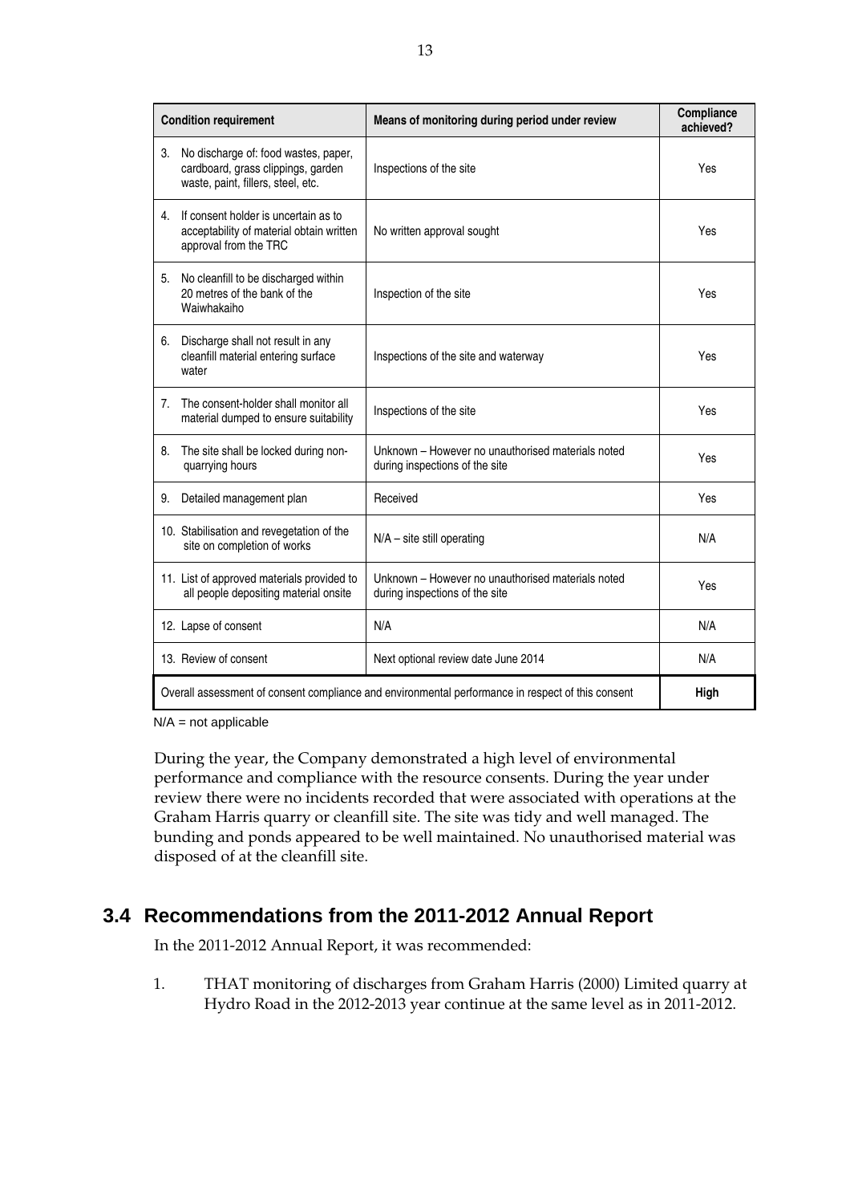| Condition requirement | Means of monitoring during period under review | Compliance achieved? |
|---|---|---|
| 3. No discharge of: food wastes, paper, cardboard, grass clippings, garden waste, paint, fillers, steel, etc. | Inspections of the site | Yes |
| 4. If consent holder is uncertain as to acceptability of material obtain written approval from the TRC | No written approval sought | Yes |
| 5. No cleanfill to be discharged within 20 metres of the bank of the Waiwhakaiho | Inspection of the site | Yes |
| 6. Discharge shall not result in any cleanfill material entering surface water | Inspections of the site and waterway | Yes |
| 7. The consent-holder shall monitor all material dumped to ensure suitability | Inspections of the site | Yes |
| 8. The site shall be locked during non-quarrying hours | Unknown – However no unauthorised materials noted during inspections of the site | Yes |
| 9. Detailed management plan | Received | Yes |
| 10. Stabilisation and revegetation of the site on completion of works | N/A – site still operating | N/A |
| 11. List of approved materials provided to all people depositing material onsite | Unknown – However no unauthorised materials noted during inspections of the site | Yes |
| 12. Lapse of consent | N/A | N/A |
| 13. Review of consent | Next optional review date June 2014 | N/A |
| Overall assessment of consent compliance and environmental performance in respect of this consent | | **High** |

N/A = not applicable

During the year, the Company demonstrated a high level of environmental performance and compliance with the resource consents. During the year under review there were no incidents recorded that were associated with operations at the Graham Harris quarry or cleanfill site. The site was tidy and well managed. The bunding and ponds appeared to be well maintained. No unauthorised material was disposed of at the cleanfill site.

## 3.4 Recommendations from the 2011-2012 Annual Report

In the 2011-2012 Annual Report, it was recommended:

1. THAT monitoring of discharges from Graham Harris (2000) Limited quarry at Hydro Road in the 2012-2013 year continue at the same level as in 2011-2012.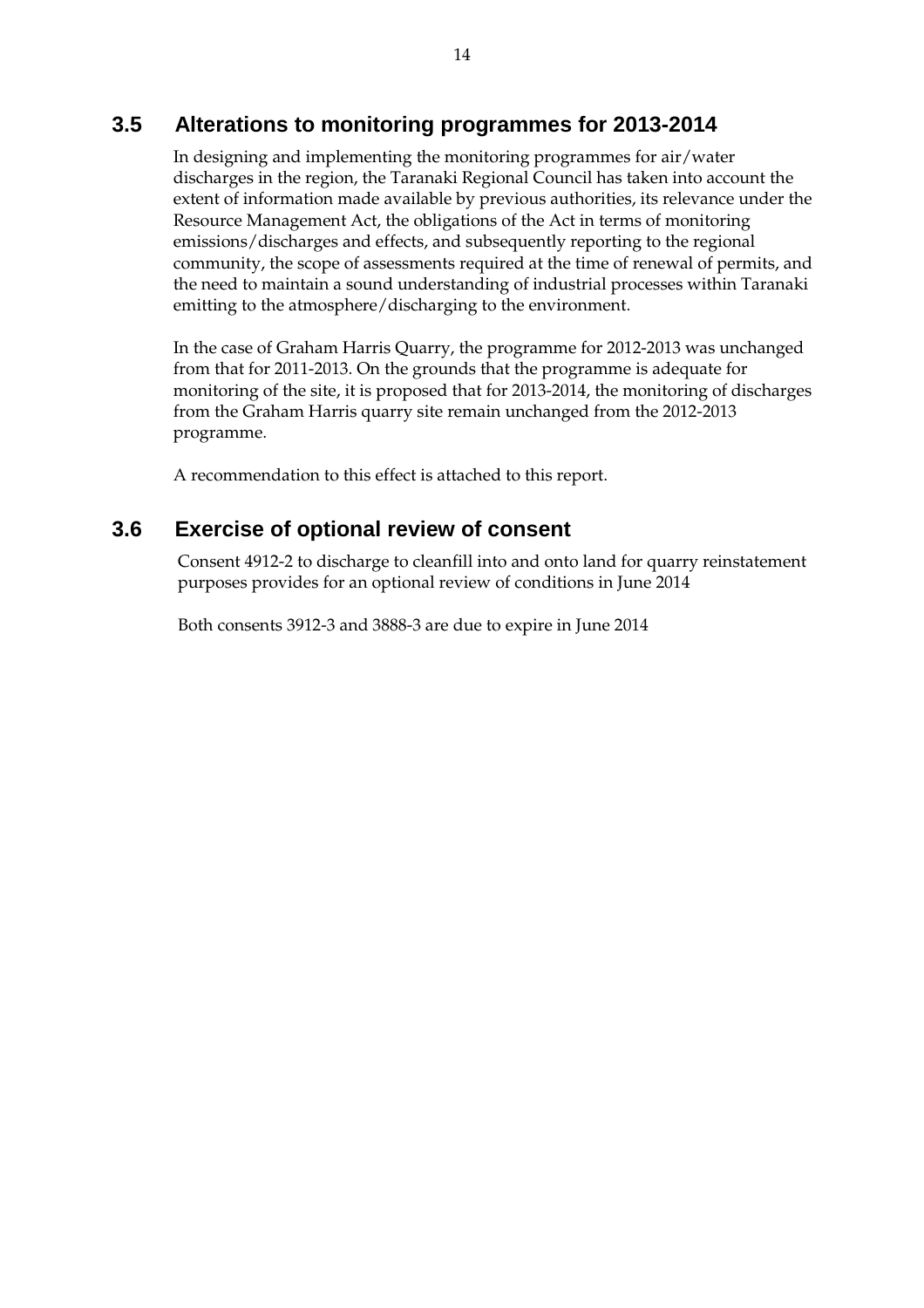## 3.5 Alterations to monitoring programmes for 2013-2014

In designing and implementing the monitoring programmes for air/water discharges in the region, the Taranaki Regional Council has taken into account the extent of information made available by previous authorities, its relevance under the Resource Management Act, the obligations of the Act in terms of monitoring emissions/discharges and effects, and subsequently reporting to the regional community, the scope of assessments required at the time of renewal of permits, and the need to maintain a sound understanding of industrial processes within Taranaki emitting to the atmosphere/discharging to the environment.

In the case of Graham Harris Quarry, the programme for 2012-2013 was unchanged from that for 2011-2013. On the grounds that the programme is adequate for monitoring of the site, it is proposed that for 2013-2014, the monitoring of discharges from the Graham Harris quarry site remain unchanged from the 2012-2013 programme.

A recommendation to this effect is attached to this report.

## 3.6 Exercise of optional review of consent

Consent 4912-2 to discharge to cleanfill into and onto land for quarry reinstatement purposes provides for an optional review of conditions in June 2014

Both consents 3912-3 and 3888-3 are due to expire in June 2014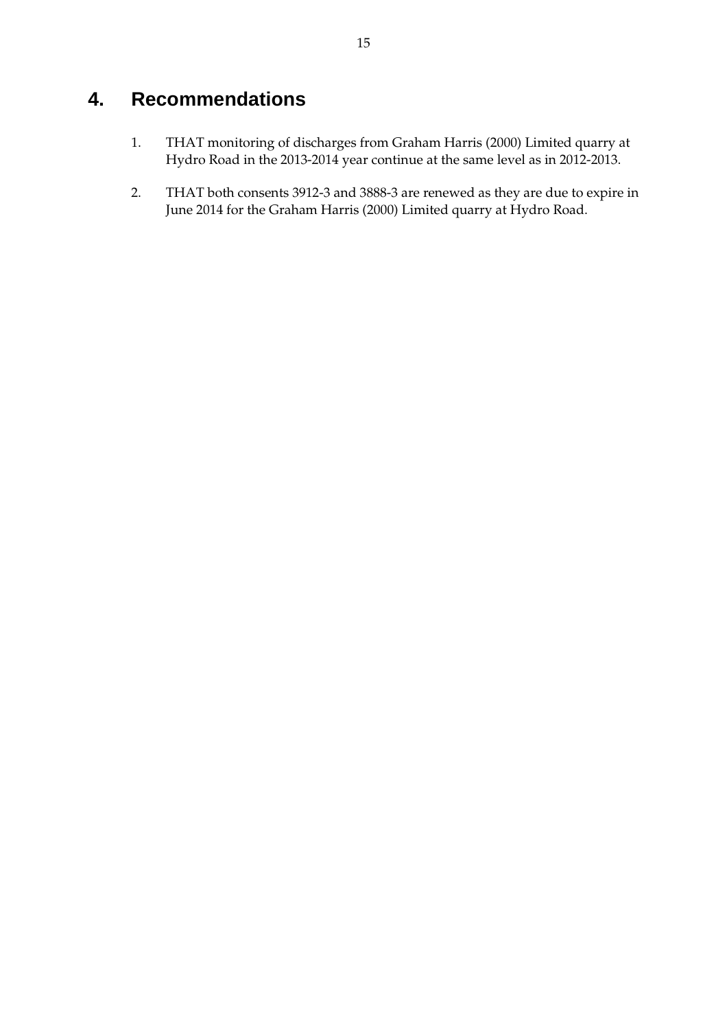# 4. Recommendations

1. THAT monitoring of discharges from Graham Harris (2000) Limited quarry at Hydro Road in the 2013-2014 year continue at the same level as in 2012-2013.

2. THAT both consents 3912-3 and 3888-3 are renewed as they are due to expire in June 2014 for the Graham Harris (2000) Limited quarry at Hydro Road.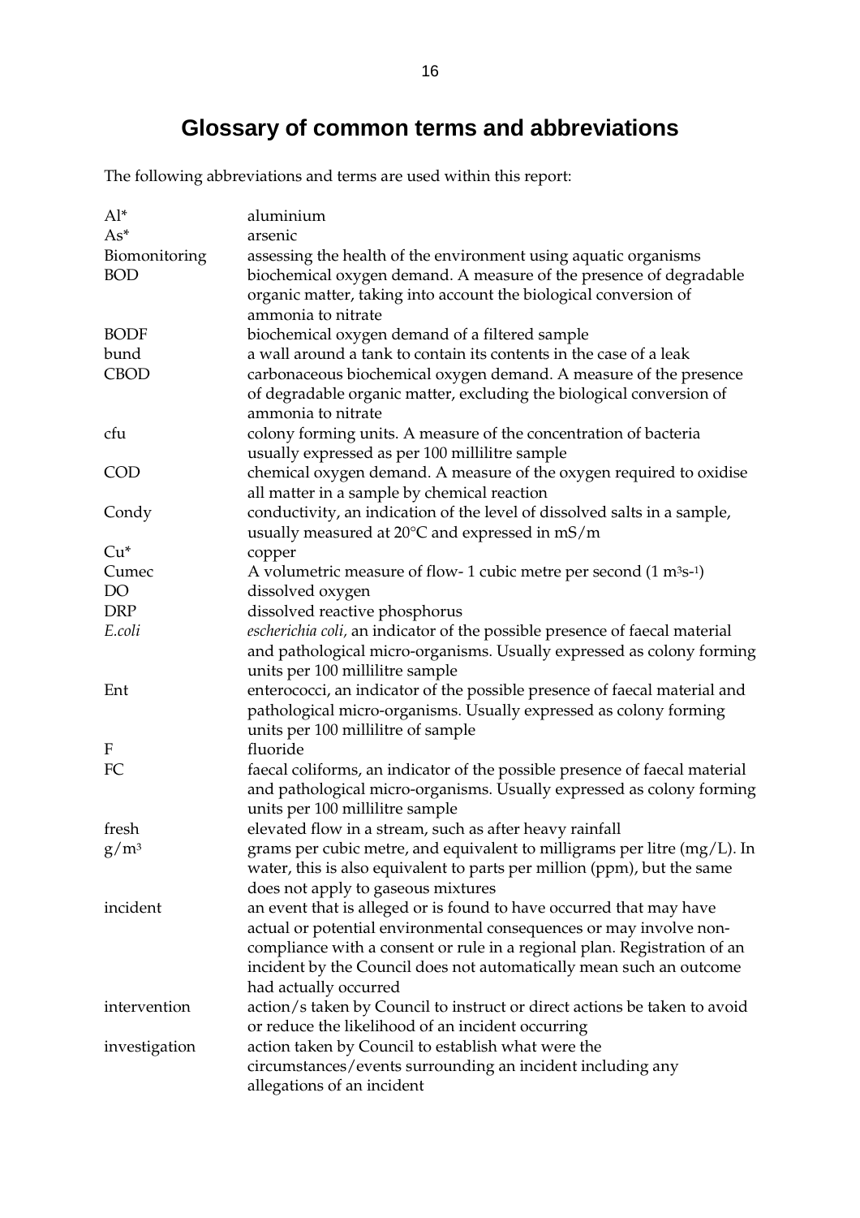# Glossary of common terms and abbreviations

The following abbreviations and terms are used within this report:

| | |
|---|---|
| Al* | aluminium |
| As* | arsenic |
| Biomonitoring | assessing the health of the environment using aquatic organisms |
| BOD | biochemical oxygen demand. A measure of the presence of degradable organic matter, taking into account the biological conversion of ammonia to nitrate |
| BODF | biochemical oxygen demand of a filtered sample |
| bund | a wall around a tank to contain its contents in the case of a leak |
| CBOD | carbonaceous biochemical oxygen demand. A measure of the presence of degradable organic matter, excluding the biological conversion of ammonia to nitrate |
| cfu | colony forming units. A measure of the concentration of bacteria usually expressed as per 100 millilitre sample |
| COD | chemical oxygen demand. A measure of the oxygen required to oxidise all matter in a sample by chemical reaction |
| Condy | conductivity, an indication of the level of dissolved salts in a sample, usually measured at 20°C and expressed in mS/m |
| Cu* | copper |
| Cumec | A volumetric measure of flow- 1 cubic metre per second ($1\ m^3s^{-1}$) |
| DO | dissolved oxygen |
| DRP | dissolved reactive phosphorus |
| *E.coli* | *escherichia coli,* an indicator of the possible presence of faecal material and pathological micro-organisms. Usually expressed as colony forming units per 100 millilitre sample |
| Ent | enterococci, an indicator of the possible presence of faecal material and pathological micro-organisms. Usually expressed as colony forming units per 100 millilitre of sample |
| F | fluoride |
| FC | faecal coliforms, an indicator of the possible presence of faecal material and pathological micro-organisms. Usually expressed as colony forming units per 100 millilitre sample |
| fresh | elevated flow in a stream, such as after heavy rainfall |
| $g/m^3$ | grams per cubic metre, and equivalent to milligrams per litre (mg/L). In water, this is also equivalent to parts per million (ppm), but the same does not apply to gaseous mixtures |
| incident | an event that is alleged or is found to have occurred that may have actual or potential environmental consequences or may involve non-compliance with a consent or rule in a regional plan. Registration of an incident by the Council does not automatically mean such an outcome had actually occurred |
| intervention | action/s taken by Council to instruct or direct actions be taken to avoid or reduce the likelihood of an incident occurring |
| investigation | action taken by Council to establish what were the circumstances/events surrounding an incident including any allegations of an incident |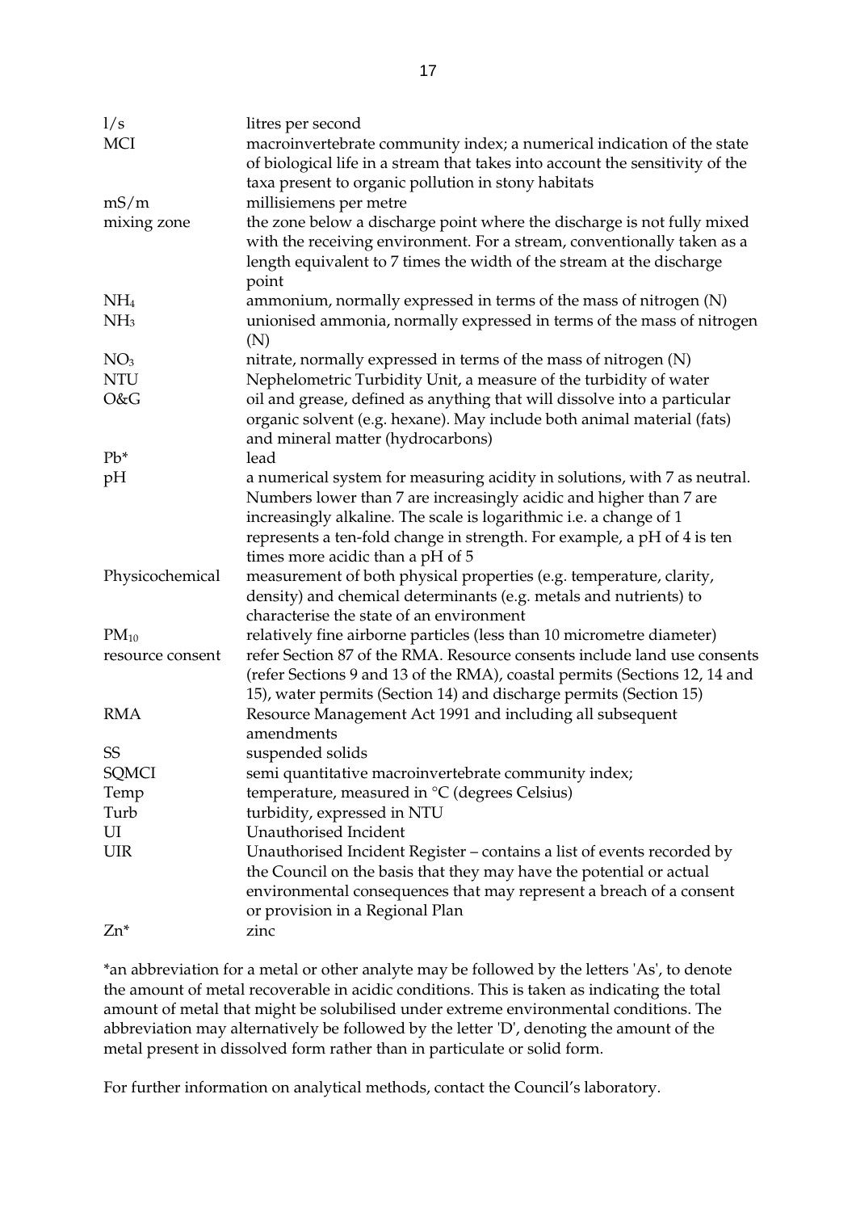| | |
|---|---|
| l/s | litres per second |
| MCI | macroinvertebrate community index; a numerical indication of the state of biological life in a stream that takes into account the sensitivity of the taxa present to organic pollution in stony habitats |
| mS/m | millisiemens per metre |
| mixing zone | the zone below a discharge point where the discharge is not fully mixed with the receiving environment. For a stream, conventionally taken as a length equivalent to 7 times the width of the stream at the discharge point |
| $NH_4$ | ammonium, normally expressed in terms of the mass of nitrogen (N) |
| $NH_3$ | unionised ammonia, normally expressed in terms of the mass of nitrogen (N) |
| $NO_3$ | nitrate, normally expressed in terms of the mass of nitrogen (N) |
| NTU | Nephelometric Turbidity Unit, a measure of the turbidity of water |
| O&G | oil and grease, defined as anything that will dissolve into a particular organic solvent (e.g. hexane). May include both animal material (fats) and mineral matter (hydrocarbons) |
| Pb* | lead |
| pH | a numerical system for measuring acidity in solutions, with 7 as neutral. Numbers lower than 7 are increasingly acidic and higher than 7 are increasingly alkaline. The scale is logarithmic i.e. a change of 1 represents a ten-fold change in strength. For example, a pH of 4 is ten times more acidic than a pH of 5 |
| Physicochemical | measurement of both physical properties (e.g. temperature, clarity, density) and chemical determinants (e.g. metals and nutrients) to characterise the state of an environment |
| $PM_{10}$ | relatively fine airborne particles (less than 10 micrometre diameter) |
| resource consent | refer Section 87 of the RMA. Resource consents include land use consents (refer Sections 9 and 13 of the RMA), coastal permits (Sections 12, 14 and 15), water permits (Section 14) and discharge permits (Section 15) |
| RMA | Resource Management Act 1991 and including all subsequent amendments |
| SS | suspended solids |
| SQMCI | semi quantitative macroinvertebrate community index; |
| Temp | temperature, measured in °C (degrees Celsius) |
| Turb | turbidity, expressed in NTU |
| UI | Unauthorised Incident |
| UIR | Unauthorised Incident Register – contains a list of events recorded by the Council on the basis that they may have the potential or actual environmental consequences that may represent a breach of a consent or provision in a Regional Plan |
| Zn* | zinc |

*an abbreviation for a metal or other analyte may be followed by the letters 'As', to denote the amount of metal recoverable in acidic conditions. This is taken as indicating the total amount of metal that might be solubilised under extreme environmental conditions. The abbreviation may alternatively be followed by the letter 'D', denoting the amount of the metal present in dissolved form rather than in particulate or solid form.

For further information on analytical methods, contact the Council's laboratory.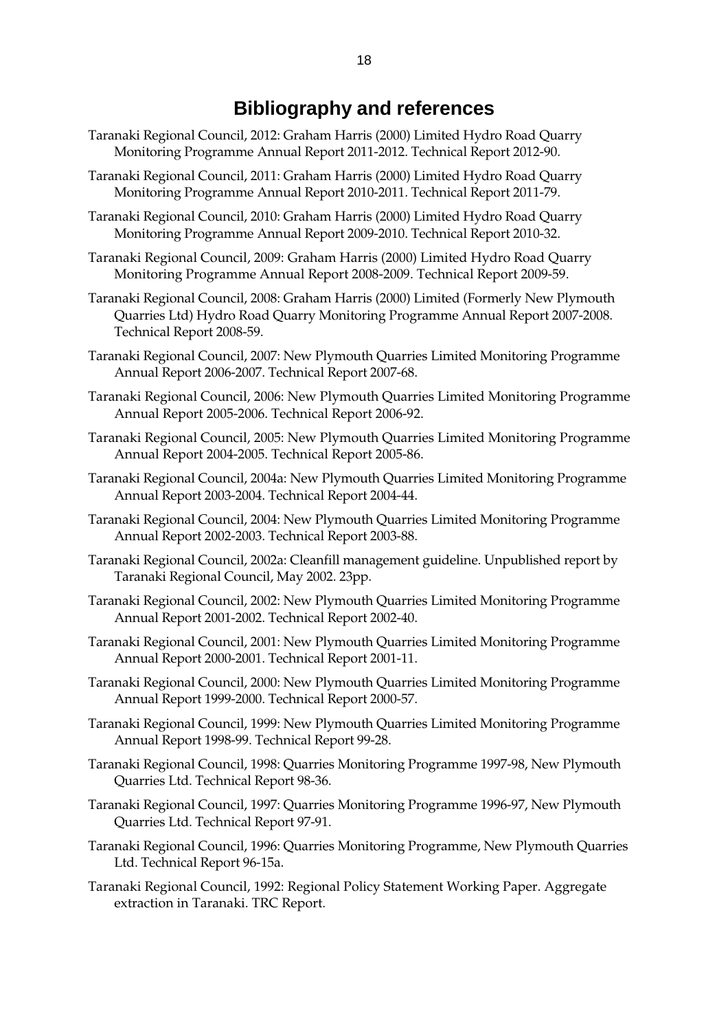# Bibliography and references

Taranaki Regional Council, 2012: Graham Harris (2000) Limited Hydro Road Quarry Monitoring Programme Annual Report 2011-2012. Technical Report 2012-90.

Taranaki Regional Council, 2011: Graham Harris (2000) Limited Hydro Road Quarry Monitoring Programme Annual Report 2010-2011. Technical Report 2011-79.

Taranaki Regional Council, 2010: Graham Harris (2000) Limited Hydro Road Quarry Monitoring Programme Annual Report 2009-2010. Technical Report 2010-32.

Taranaki Regional Council, 2009: Graham Harris (2000) Limited Hydro Road Quarry Monitoring Programme Annual Report 2008-2009. Technical Report 2009-59.

Taranaki Regional Council, 2008: Graham Harris (2000) Limited (Formerly New Plymouth Quarries Ltd) Hydro Road Quarry Monitoring Programme Annual Report 2007-2008. Technical Report 2008-59.

Taranaki Regional Council, 2007: New Plymouth Quarries Limited Monitoring Programme Annual Report 2006-2007. Technical Report 2007-68.

Taranaki Regional Council, 2006: New Plymouth Quarries Limited Monitoring Programme Annual Report 2005-2006. Technical Report 2006-92.

Taranaki Regional Council, 2005: New Plymouth Quarries Limited Monitoring Programme Annual Report 2004-2005. Technical Report 2005-86.

Taranaki Regional Council, 2004a: New Plymouth Quarries Limited Monitoring Programme Annual Report 2003-2004. Technical Report 2004-44.

Taranaki Regional Council, 2004: New Plymouth Quarries Limited Monitoring Programme Annual Report 2002-2003. Technical Report 2003-88.

Taranaki Regional Council, 2002a: Cleanfill management guideline. Unpublished report by Taranaki Regional Council, May 2002. 23pp.

Taranaki Regional Council, 2002: New Plymouth Quarries Limited Monitoring Programme Annual Report 2001-2002. Technical Report 2002-40.

Taranaki Regional Council, 2001: New Plymouth Quarries Limited Monitoring Programme Annual Report 2000-2001. Technical Report 2001-11.

Taranaki Regional Council, 2000: New Plymouth Quarries Limited Monitoring Programme Annual Report 1999-2000. Technical Report 2000-57.

Taranaki Regional Council, 1999: New Plymouth Quarries Limited Monitoring Programme Annual Report 1998-99. Technical Report 99-28.

Taranaki Regional Council, 1998: Quarries Monitoring Programme 1997-98, New Plymouth Quarries Ltd. Technical Report 98-36.

Taranaki Regional Council, 1997: Quarries Monitoring Programme 1996-97, New Plymouth Quarries Ltd. Technical Report 97-91.

Taranaki Regional Council, 1996: Quarries Monitoring Programme, New Plymouth Quarries Ltd. Technical Report 96-15a.

Taranaki Regional Council, 1992: Regional Policy Statement Working Paper. Aggregate extraction in Taranaki. TRC Report.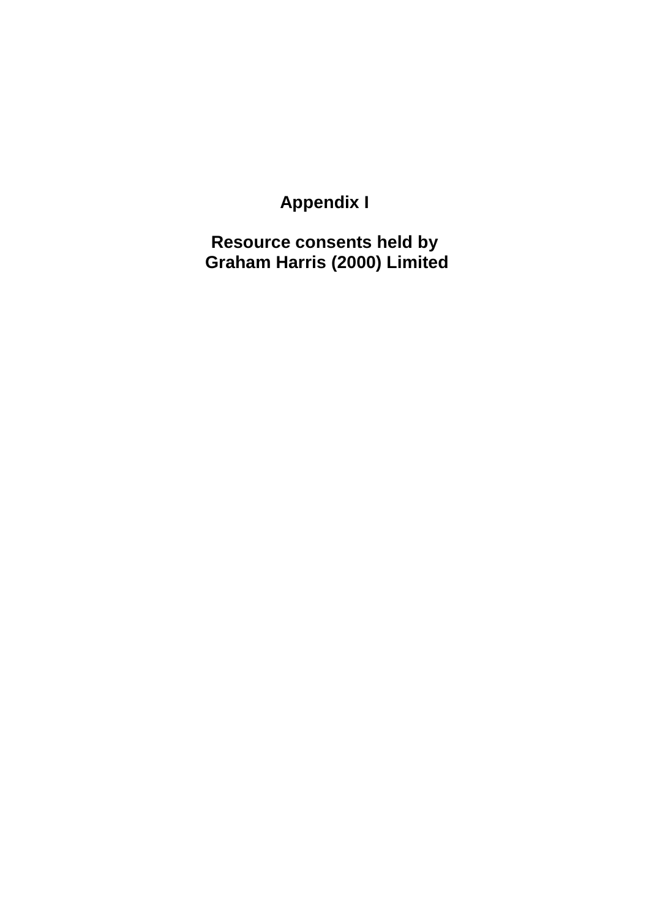# Appendix I

## Resource consents held by Graham Harris (2000) Limited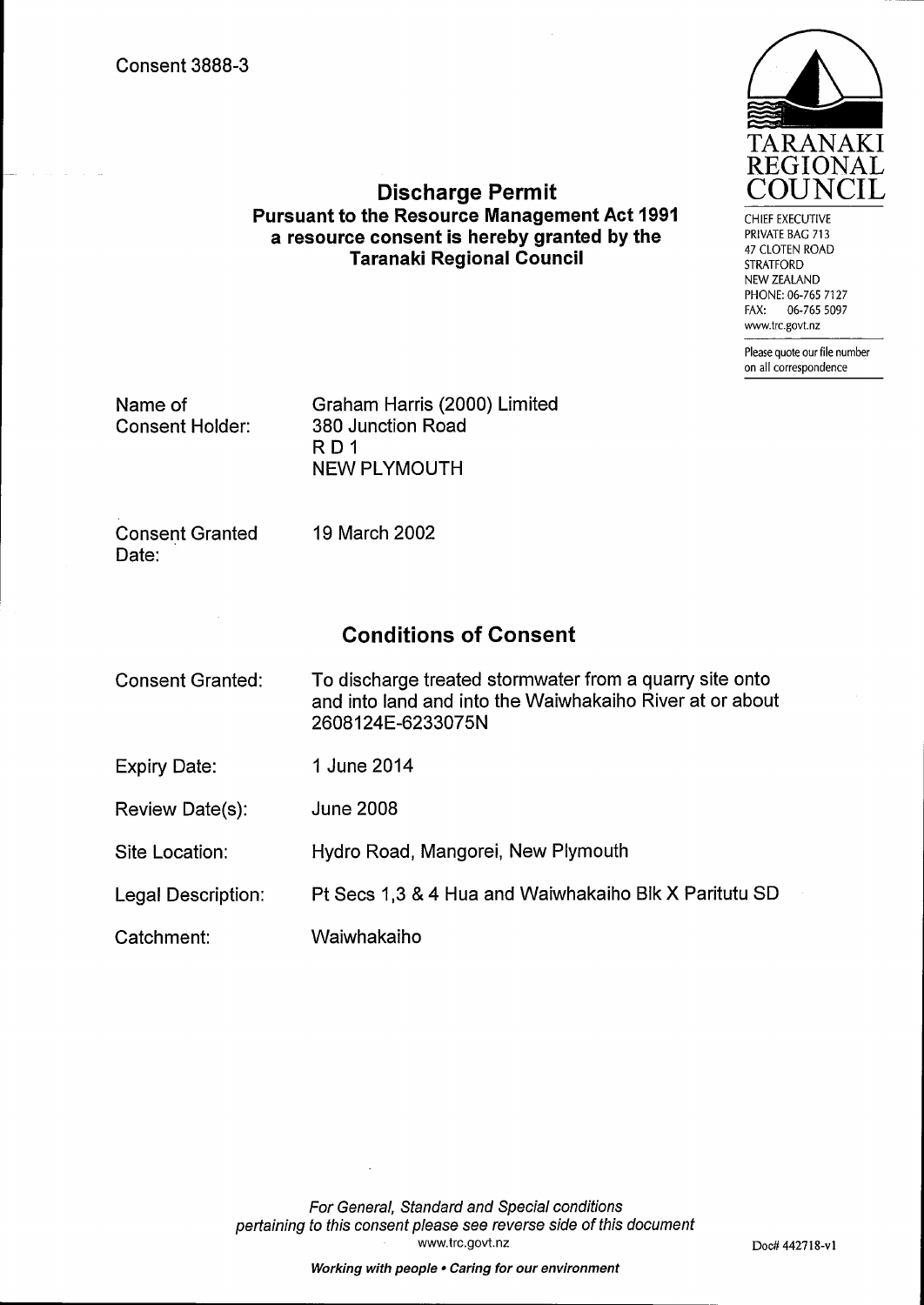Consent 3888-3

TARANAKI REGIONAL COUNCIL

CHIEF EXECUTIVE
PRIVATE BAG 713
47 CLOTEN ROAD
STRATFORD
NEW ZEALAND
PHONE: 06-765 7127
FAX: 06-765 5097
www.trc.govt.nz

Please quote our file number on all correspondence

# Discharge Permit

## Pursuant to the Resource Management Act 1991 a resource consent is hereby granted by the Taranaki Regional Council

| | |
|---|---|
| Name of Consent Holder: | Graham Harris (2000) Limited<br>380 Junction Road<br>R D 1<br>NEW PLYMOUTH |
| Consent Granted Date: | 19 March 2002 |

## Conditions of Consent

| | |
|---|---|
| Consent Granted: | To discharge treated stormwater from a quarry site onto and into land and into the Waiwhakaiho River at or about 2608124E-6233075N |
| Expiry Date: | 1 June 2014 |
| Review Date(s): | June 2008 |
| Site Location: | Hydro Road, Mangorei, New Plymouth |
| Legal Description: | Pt Secs 1,3 & 4 Hua and Waiwhakaiho Blk X Paritutu SD |
| Catchment: | Waiwhakaiho |

*For General, Standard and Special conditions pertaining to this consent please see reverse side of this document*
www.trc.govt.nz

Doc# 442718-v1

***Working with people • Caring for our environment***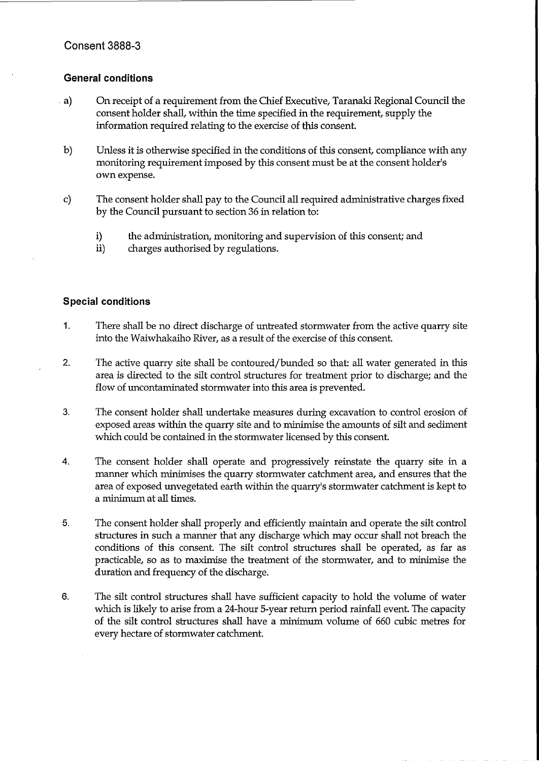## Consent 3888-3

### General conditions

a) On receipt of a requirement from the Chief Executive, Taranaki Regional Council the consent holder shall, within the time specified in the requirement, supply the information required relating to the exercise of this consent.

b) Unless it is otherwise specified in the conditions of this consent, compliance with any monitoring requirement imposed by this consent must be at the consent holder's own expense.

c) The consent holder shall pay to the Council all required administrative charges fixed by the Council pursuant to section 36 in relation to:

   i) the administration, monitoring and supervision of this consent; and
   ii) charges authorised by regulations.

### Special conditions

1. There shall be no direct discharge of untreated stormwater from the active quarry site into the Waiwhakaiho River, as a result of the exercise of this consent.

2. The active quarry site shall be contoured/bunded so that: all water generated in this area is directed to the silt control structures for treatment prior to discharge; and the flow of uncontaminated stormwater into this area is prevented.

3. The consent holder shall undertake measures during excavation to control erosion of exposed areas within the quarry site and to minimise the amounts of silt and sediment which could be contained in the stormwater licensed by this consent.

4. The consent holder shall operate and progressively reinstate the quarry site in a manner which minimises the quarry stormwater catchment area, and ensures that the area of exposed unvegetated earth within the quarry's stormwater catchment is kept to a minimum at all times.

5. The consent holder shall properly and efficiently maintain and operate the silt control structures in such a manner that any discharge which may occur shall not breach the conditions of this consent. The silt control structures shall be operated, as far as practicable, so as to maximise the treatment of the stormwater, and to minimise the duration and frequency of the discharge.

6. The silt control structures shall have sufficient capacity to hold the volume of water which is likely to arise from a 24-hour 5-year return period rainfall event. The capacity of the silt control structures shall have a minimum volume of 660 cubic metres for every hectare of stormwater catchment.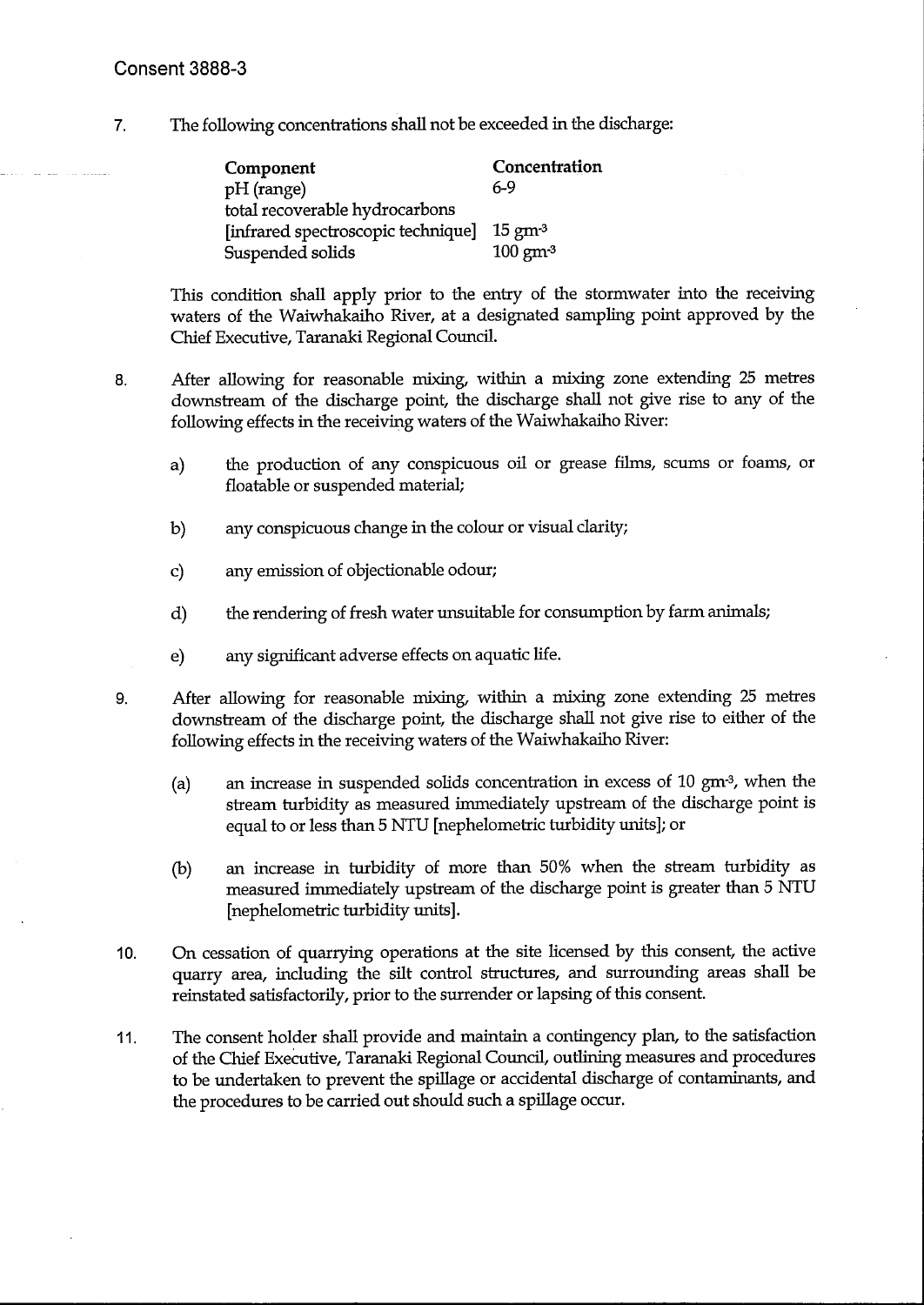Consent 3888-3

7. The following concentrations shall not be exceeded in the discharge:

| Component | Concentration |
| --- | --- |
| pH (range) | 6-9 |
| total recoverable hydrocarbons [infrared spectroscopic technique] | 15 $gm^{-3}$ |
| Suspended solids | 100 $gm^{-3}$ |

This condition shall apply prior to the entry of the stormwater into the receiving waters of the Waiwhakaiho River, at a designated sampling point approved by the Chief Executive, Taranaki Regional Council.

8. After allowing for reasonable mixing, within a mixing zone extending 25 metres downstream of the discharge point, the discharge shall not give rise to any of the following effects in the receiving waters of the Waiwhakaiho River:

   a) the production of any conspicuous oil or grease films, scums or foams, or floatable or suspended material;

   b) any conspicuous change in the colour or visual clarity;

   c) any emission of objectionable odour;

   d) the rendering of fresh water unsuitable for consumption by farm animals;

   e) any significant adverse effects on aquatic life.

9. After allowing for reasonable mixing, within a mixing zone extending 25 metres downstream of the discharge point, the discharge shall not give rise to either of the following effects in the receiving waters of the Waiwhakaiho River:

   (a) an increase in suspended solids concentration in excess of 10 $gm^{-3}$, when the stream turbidity as measured immediately upstream of the discharge point is equal to or less than 5 NTU [nephelometric turbidity units]; or

   (b) an increase in turbidity of more than 50% when the stream turbidity as measured immediately upstream of the discharge point is greater than 5 NTU [nephelometric turbidity units].

10. On cessation of quarrying operations at the site licensed by this consent, the active quarry area, including the silt control structures, and surrounding areas shall be reinstated satisfactorily, prior to the surrender or lapsing of this consent.

11. The consent holder shall provide and maintain a contingency plan, to the satisfaction of the Chief Executive, Taranaki Regional Council, outlining measures and procedures to be undertaken to prevent the spillage or accidental discharge of contaminants, and the procedures to be carried out should such a spillage occur.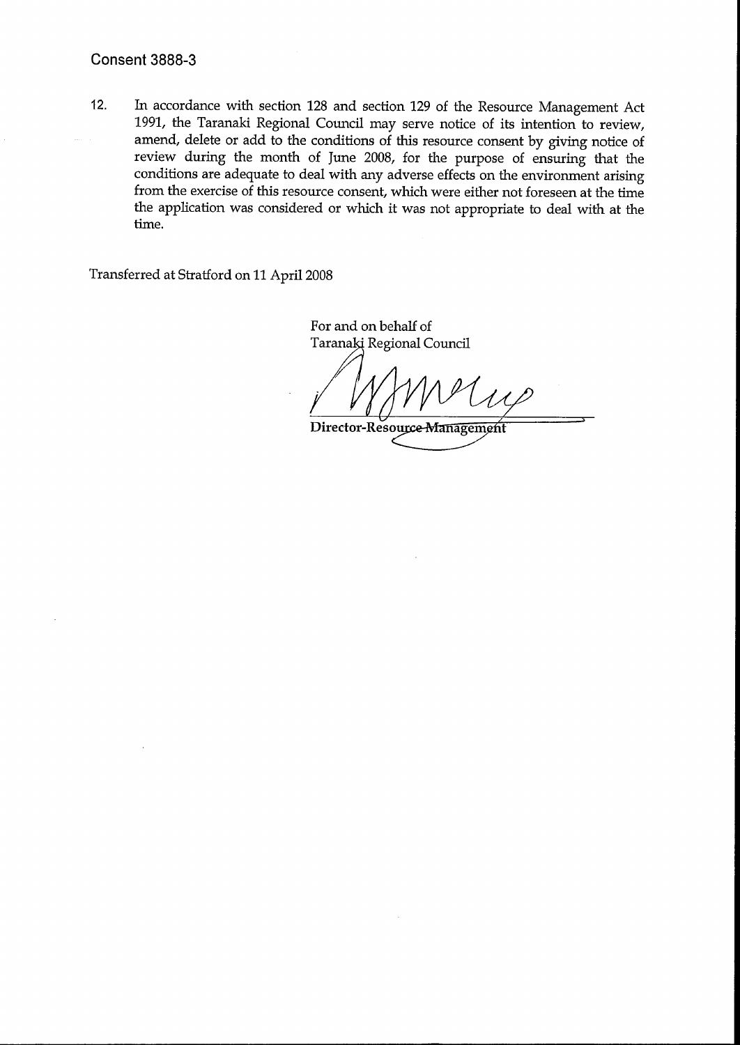## Consent 3888-3

12. In accordance with section 128 and section 129 of the Resource Management Act 1991, the Taranaki Regional Council may serve notice of its intention to review, amend, delete or add to the conditions of this resource consent by giving notice of review during the month of June 2008, for the purpose of ensuring that the conditions are adequate to deal with any adverse effects on the environment arising from the exercise of this resource consent, which were either not foreseen at the time the application was considered or which it was not appropriate to deal with at the time.

Transferred at Stratford on 11 April 2008

For and on behalf of
Taranaki Regional Council

**Director-Resource Management**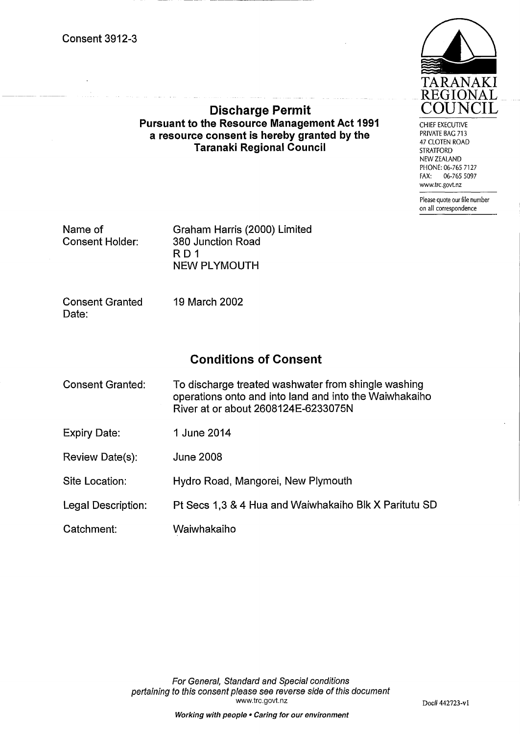Consent 3912-3

TARANAKI REGIONAL COUNCIL

CHIEF EXECUTIVE
PRIVATE BAG 713
47 CLOTEN ROAD
STRATFORD
NEW ZEALAND
PHONE: 06-765 7127
FAX: 06-765 5097
www.trc.govt.nz

Please quote our file number on all correspondence

# Discharge Permit

**Pursuant to the Resource Management Act 1991 a resource consent is hereby granted by the Taranaki Regional Council**

| | |
|---|---|
| Name of Consent Holder: | Graham Harris (2000) Limited<br>380 Junction Road<br>R D 1<br>NEW PLYMOUTH |
| Consent Granted Date: | 19 March 2002 |

## Conditions of Consent

| | |
|---|---|
| Consent Granted: | To discharge treated washwater from shingle washing operations onto and into land and into the Waiwhakaiho River at or about 2608124E-6233075N |
| Expiry Date: | 1 June 2014 |
| Review Date(s): | June 2008 |
| Site Location: | Hydro Road, Mangorei, New Plymouth |
| Legal Description: | Pt Secs 1,3 & 4 Hua and Waiwhakaiho Blk X Paritutu SD |
| Catchment: | Waiwhakaiho |

*For General, Standard and Special conditions pertaining to this consent please see reverse side of this document*
www.trc.govt.nz

Doc# 442723-v1

***Working with people • Caring for our environment***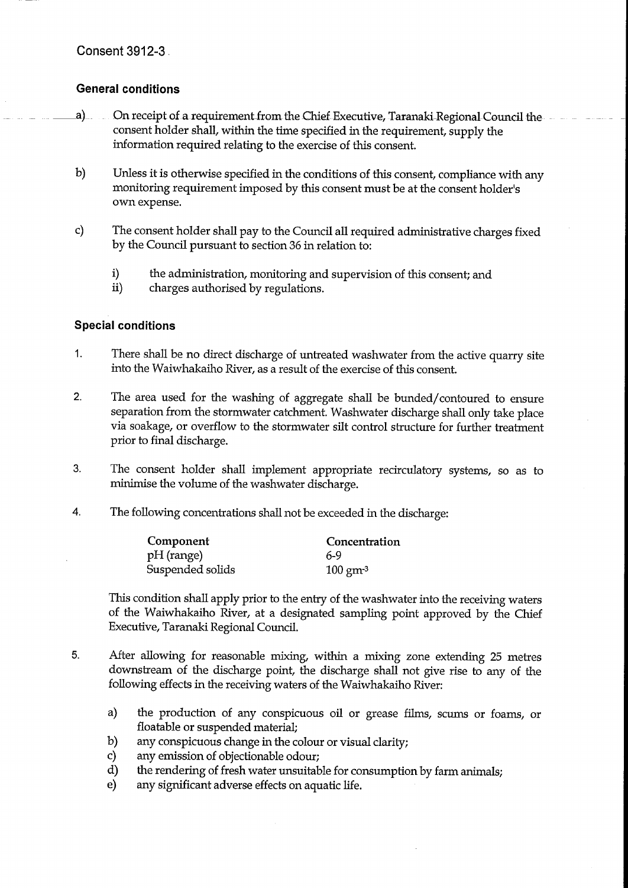Consent 3912-3

## General conditions

a) On receipt of a requirement from the Chief Executive, Taranaki Regional Council the consent holder shall, within the time specified in the requirement, supply the information required relating to the exercise of this consent.

b) Unless it is otherwise specified in the conditions of this consent, compliance with any monitoring requirement imposed by this consent must be at the consent holder's own expense.

c) The consent holder shall pay to the Council all required administrative charges fixed by the Council pursuant to section 36 in relation to:

   i) the administration, monitoring and supervision of this consent; and
   ii) charges authorised by regulations.

## Special conditions

1. There shall be no direct discharge of untreated washwater from the active quarry site into the Waiwhakaiho River, as a result of the exercise of this consent.

2. The area used for the washing of aggregate shall be bunded/contoured to ensure separation from the stormwater catchment. Washwater discharge shall only take place via soakage, or overflow to the stormwater silt control structure for further treatment prior to final discharge.

3. The consent holder shall implement appropriate recirculatory systems, so as to minimise the volume of the washwater discharge.

4. The following concentrations shall not be exceeded in the discharge:

| Component | Concentration |
|---|---|
| pH (range) | 6-9 |
| Suspended solids | 100 $gm^{-3}$ |

   This condition shall apply prior to the entry of the washwater into the receiving waters of the Waiwhakaiho River, at a designated sampling point approved by the Chief Executive, Taranaki Regional Council.

5. After allowing for reasonable mixing, within a mixing zone extending 25 metres downstream of the discharge point, the discharge shall not give rise to any of the following effects in the receiving waters of the Waiwhakaiho River:

   a) the production of any conspicuous oil or grease films, scums or foams, or floatable or suspended material;
   b) any conspicuous change in the colour or visual clarity;
   c) any emission of objectionable odour;
   d) the rendering of fresh water unsuitable for consumption by farm animals;
   e) any significant adverse effects on aquatic life.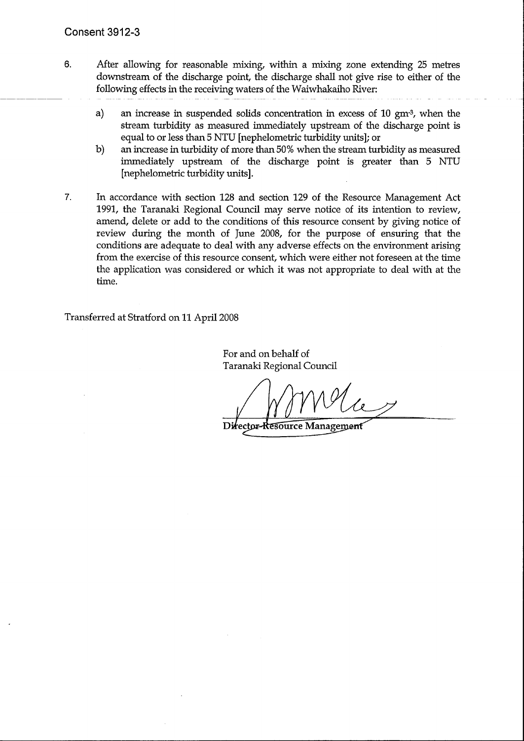Consent 3912-3

6. After allowing for reasonable mixing, within a mixing zone extending 25 metres downstream of the discharge point, the discharge shall not give rise to either of the following effects in the receiving waters of the Waiwhakaiho River:

   a) an increase in suspended solids concentration in excess of 10 $gm^{-3}$, when the stream turbidity as measured immediately upstream of the discharge point is equal to or less than 5 NTU [nephelometric turbidity units]; or

   b) an increase in turbidity of more than 50% when the stream turbidity as measured immediately upstream of the discharge point is greater than 5 NTU [nephelometric turbidity units].

7. In accordance with section 128 and section 129 of the Resource Management Act 1991, the Taranaki Regional Council may serve notice of its intention to review, amend, delete or add to the conditions of this resource consent by giving notice of review during the month of June 2008, for the purpose of ensuring that the conditions are adequate to deal with any adverse effects on the environment arising from the exercise of this resource consent, which were either not foreseen at the time the application was considered or which it was not appropriate to deal with at the time.

Transferred at Stratford on 11 April 2008

For and on behalf of
Taranaki Regional Council

Director-Resource Management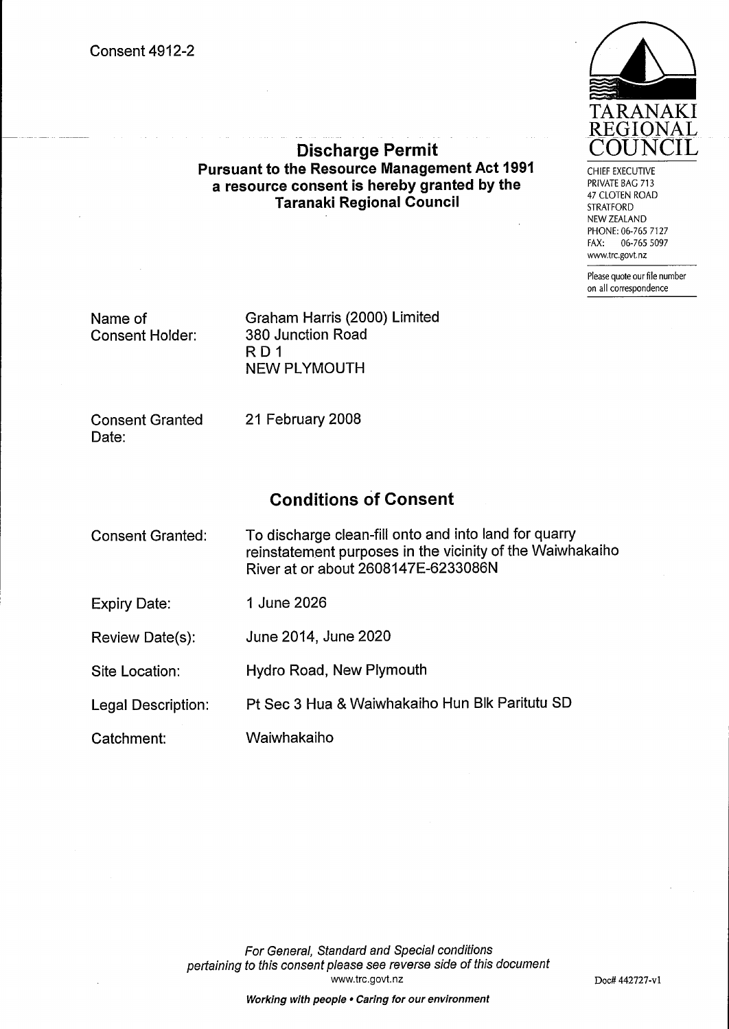Consent 4912-2

TARANAKI REGIONAL COUNCIL

CHIEF EXECUTIVE
PRIVATE BAG 713
47 CLOTEN ROAD
STRATFORD
NEW ZEALAND
PHONE: 06-765 7127
FAX: 06-765 5097
www.trc.govt.nz

Please quote our file number on all correspondence

# Discharge Permit

## Pursuant to the Resource Management Act 1991 a resource consent is hereby granted by the Taranaki Regional Council

| | |
|---|---|
| Name of Consent Holder: | Graham Harris (2000) Limited<br>380 Junction Road<br>R D 1<br>NEW PLYMOUTH |
| Consent Granted Date: | 21 February 2008 |

## Conditions of Consent

| | |
|---|---|
| Consent Granted: | To discharge clean-fill onto and into land for quarry reinstatement purposes in the vicinity of the Waiwhakaiho River at or about 2608147E-6233086N |
| Expiry Date: | 1 June 2026 |
| Review Date(s): | June 2014, June 2020 |
| Site Location: | Hydro Road, New Plymouth |
| Legal Description: | Pt Sec 3 Hua & Waiwhakaiho Hun Blk Paritutu SD |
| Catchment: | Waiwhakaiho |

*For General, Standard and Special conditions pertaining to this consent please see reverse side of this document*
www.trc.govt.nz

Doc# 442727-v1

***Working with people • Caring for our environment***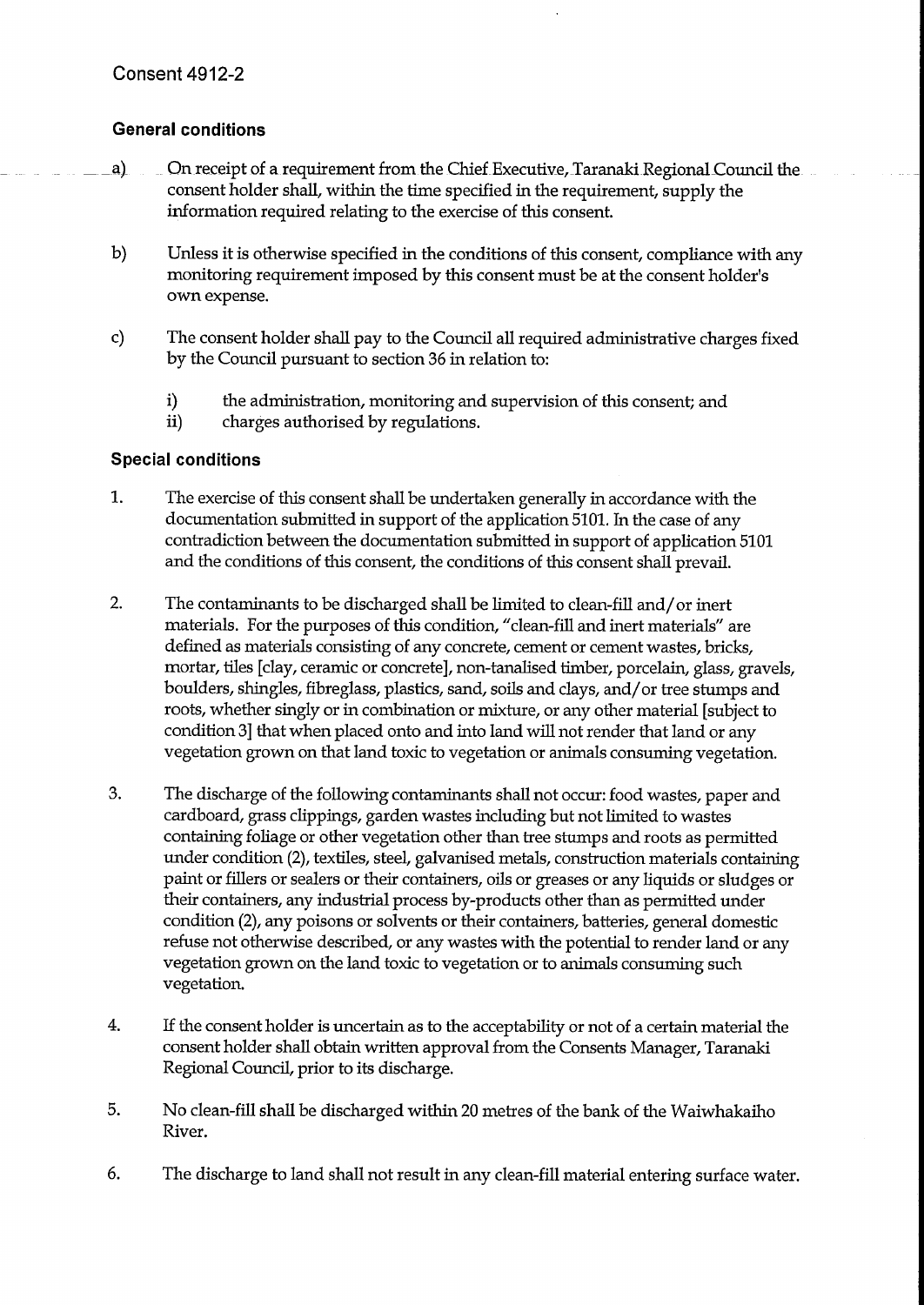## Consent 4912-2

### General conditions

a) On receipt of a requirement from the Chief Executive, Taranaki Regional Council the consent holder shall, within the time specified in the requirement, supply the information required relating to the exercise of this consent.

b) Unless it is otherwise specified in the conditions of this consent, compliance with any monitoring requirement imposed by this consent must be at the consent holder's own expense.

c) The consent holder shall pay to the Council all required administrative charges fixed by the Council pursuant to section 36 in relation to:

   i) the administration, monitoring and supervision of this consent; and
   ii) charges authorised by regulations.

### Special conditions

1. The exercise of this consent shall be undertaken generally in accordance with the documentation submitted in support of the application 5101. In the case of any contradiction between the documentation submitted in support of application 5101 and the conditions of this consent, the conditions of this consent shall prevail.

2. The contaminants to be discharged shall be limited to clean-fill and/or inert materials. For the purposes of this condition, "clean-fill and inert materials" are defined as materials consisting of any concrete, cement or cement wastes, bricks, mortar, tiles [clay, ceramic or concrete], non-tanalised timber, porcelain, glass, gravels, boulders, shingles, fibreglass, plastics, sand, soils and clays, and/or tree stumps and roots, whether singly or in combination or mixture, or any other material [subject to condition 3] that when placed onto and into land will not render that land or any vegetation grown on that land toxic to vegetation or animals consuming vegetation.

3. The discharge of the following contaminants shall not occur: food wastes, paper and cardboard, grass clippings, garden wastes including but not limited to wastes containing foliage or other vegetation other than tree stumps and roots as permitted under condition (2), textiles, steel, galvanised metals, construction materials containing paint or fillers or sealers or their containers, oils or greases or any liquids or sludges or their containers, any industrial process by-products other than as permitted under condition (2), any poisons or solvents or their containers, batteries, general domestic refuse not otherwise described, or any wastes with the potential to render land or any vegetation grown on the land toxic to vegetation or to animals consuming such vegetation.

4. If the consent holder is uncertain as to the acceptability or not of a certain material the consent holder shall obtain written approval from the Consents Manager, Taranaki Regional Council, prior to its discharge.

5. No clean-fill shall be discharged within 20 metres of the bank of the Waiwhakaiho River.

6. The discharge to land shall not result in any clean-fill material entering surface water.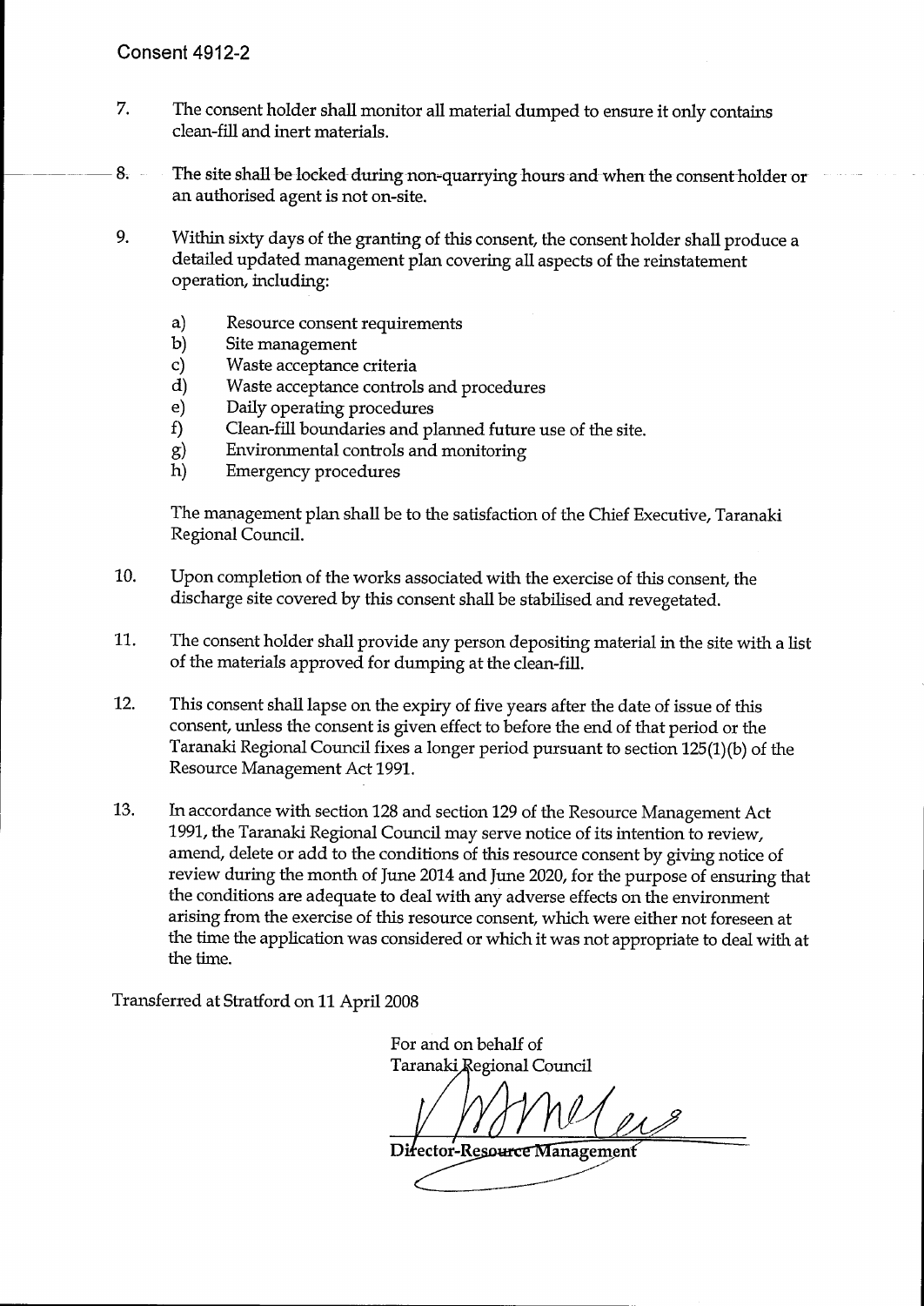## Consent 4912-2

7. The consent holder shall monitor all material dumped to ensure it only contains clean-fill and inert materials.

8. The site shall be locked during non-quarrying hours and when the consent holder or an authorised agent is not on-site.

9. Within sixty days of the granting of this consent, the consent holder shall produce a detailed updated management plan covering all aspects of the reinstatement operation, including:

   a) Resource consent requirements
   b) Site management
   c) Waste acceptance criteria
   d) Waste acceptance controls and procedures
   e) Daily operating procedures
   f) Clean-fill boundaries and planned future use of the site.
   g) Environmental controls and monitoring
   h) Emergency procedures

   The management plan shall be to the satisfaction of the Chief Executive, Taranaki Regional Council.

10. Upon completion of the works associated with the exercise of this consent, the discharge site covered by this consent shall be stabilised and revegetated.

11. The consent holder shall provide any person depositing material in the site with a list of the materials approved for dumping at the clean-fill.

12. This consent shall lapse on the expiry of five years after the date of issue of this consent, unless the consent is given effect to before the end of that period or the Taranaki Regional Council fixes a longer period pursuant to section 125(1)(b) of the Resource Management Act 1991.

13. In accordance with section 128 and section 129 of the Resource Management Act 1991, the Taranaki Regional Council may serve notice of its intention to review, amend, delete or add to the conditions of this resource consent by giving notice of review during the month of June 2014 and June 2020, for the purpose of ensuring that the conditions are adequate to deal with any adverse effects on the environment arising from the exercise of this resource consent, which were either not foreseen at the time the application was considered or which it was not appropriate to deal with at the time.

Transferred at Stratford on 11 April 2008

For and on behalf of
Taranaki Regional Council

Director-Resource Management